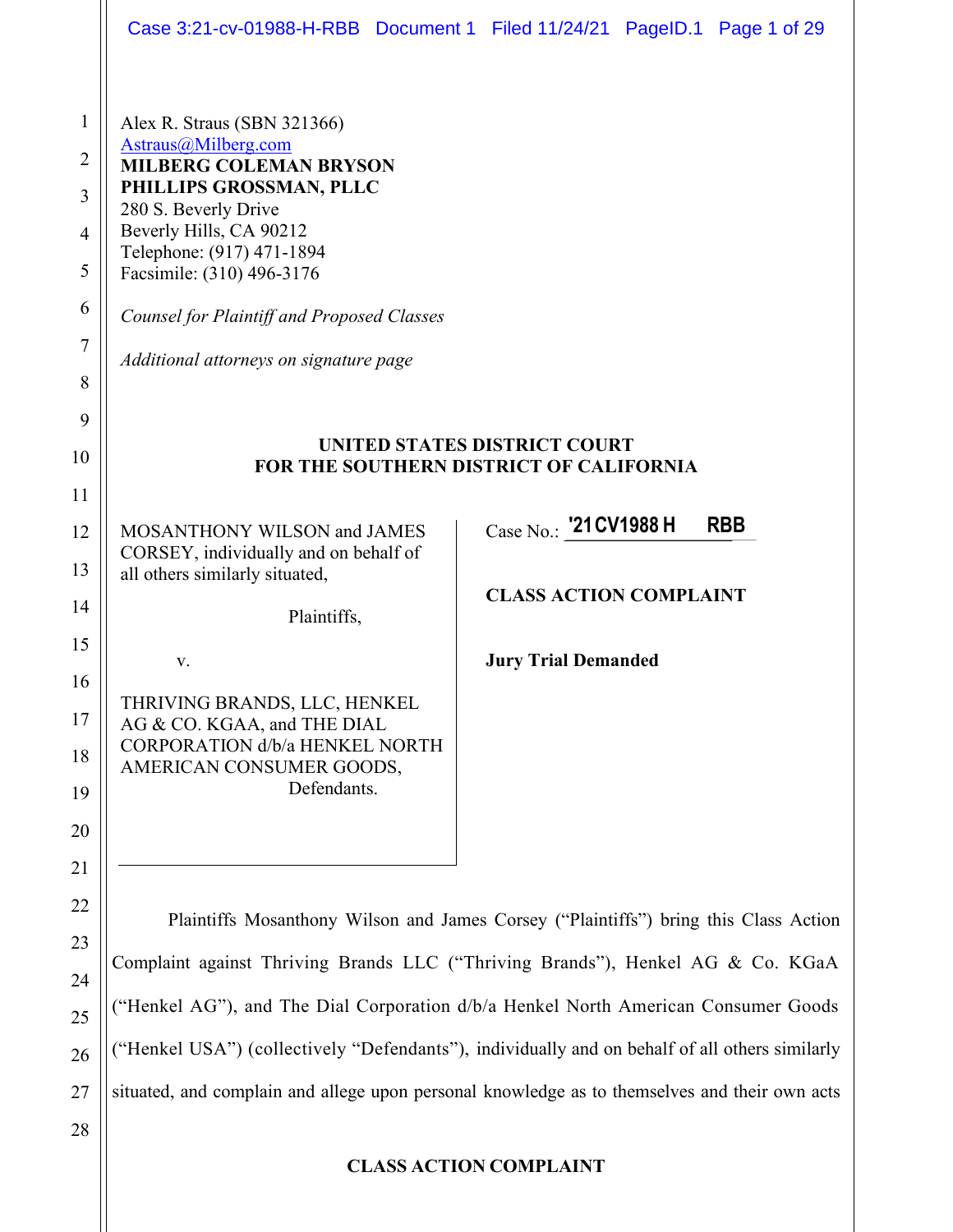Alex R. Straus (SBN 321366)
Astraus@Milberg.com
**MILBERG COLEMAN BRYSON PHILLIPS GROSSMAN, PLLC**
280 S. Beverly Drive
Beverly Hills, CA 90212
Telephone: (917) 471-1894
Facsimile: (310) 496-3176

*Counsel for Plaintiff and Proposed Classes*

*Additional attorneys on signature page*

**UNITED STATES DISTRICT COURT**
**FOR THE SOUTHERN DISTRICT OF CALIFORNIA**

MOSANTHONY WILSON and JAMES CORSEY, individually and on behalf of all others similarly situated,

Plaintiffs,

v.

THRIVING BRANDS, LLC, HENKEL AG & CO. KGAA, and THE DIAL CORPORATION d/b/a HENKEL NORTH AMERICAN CONSUMER GOODS,
Defendants.

Case No.: '21CV1988 H RBB

**CLASS ACTION COMPLAINT**

**Jury Trial Demanded**

Plaintiffs Mosanthony Wilson and James Corsey ("Plaintiffs") bring this Class Action Complaint against Thriving Brands LLC ("Thriving Brands"), Henkel AG & Co. KGaA ("Henkel AG"), and The Dial Corporation d/b/a Henkel North American Consumer Goods ("Henkel USA") (collectively "Defendants"), individually and on behalf of all others similarly situated, and complain and allege upon personal knowledge as to themselves and their own acts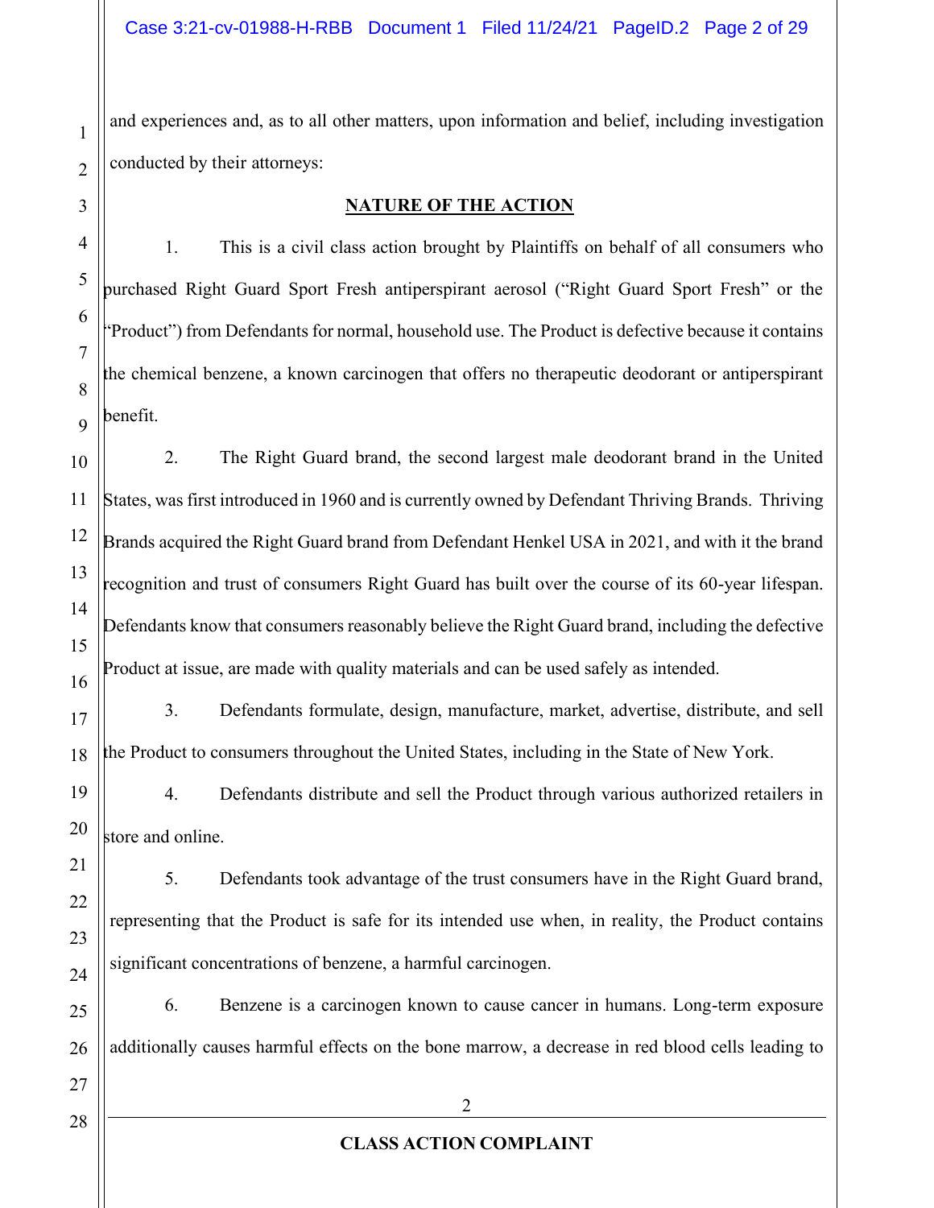and experiences and, as to all other matters, upon information and belief, including investigation conducted by their attorneys:

## NATURE OF THE ACTION

1. This is a civil class action brought by Plaintiffs on behalf of all consumers who purchased Right Guard Sport Fresh antiperspirant aerosol ("Right Guard Sport Fresh" or the "Product") from Defendants for normal, household use. The Product is defective because it contains the chemical benzene, a known carcinogen that offers no therapeutic deodorant or antiperspirant benefit.

2. The Right Guard brand, the second largest male deodorant brand in the United States, was first introduced in 1960 and is currently owned by Defendant Thriving Brands. Thriving Brands acquired the Right Guard brand from Defendant Henkel USA in 2021, and with it the brand recognition and trust of consumers Right Guard has built over the course of its 60-year lifespan. Defendants know that consumers reasonably believe the Right Guard brand, including the defective Product at issue, are made with quality materials and can be used safely as intended.

3. Defendants formulate, design, manufacture, market, advertise, distribute, and sell the Product to consumers throughout the United States, including in the State of New York.

4. Defendants distribute and sell the Product through various authorized retailers in store and online.

5. Defendants took advantage of the trust consumers have in the Right Guard brand, representing that the Product is safe for its intended use when, in reality, the Product contains significant concentrations of benzene, a harmful carcinogen.

6. Benzene is a carcinogen known to cause cancer in humans. Long-term exposure additionally causes harmful effects on the bone marrow, a decrease in red blood cells leading to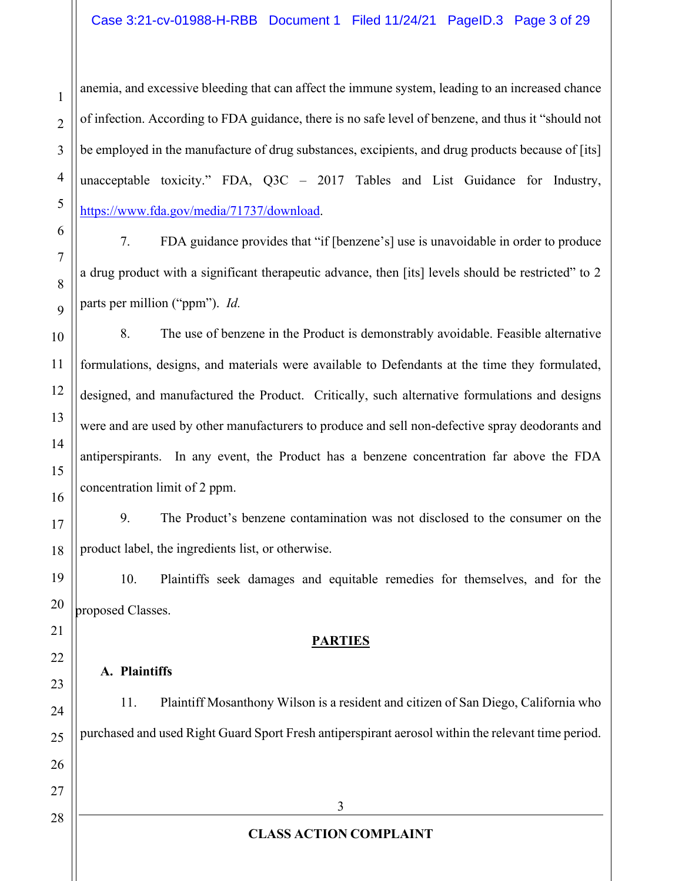anemia, and excessive bleeding that can affect the immune system, leading to an increased chance of infection. According to FDA guidance, there is no safe level of benzene, and thus it "should not be employed in the manufacture of drug substances, excipients, and drug products because of [its] unacceptable toxicity." FDA, Q3C – 2017 Tables and List Guidance for Industry, https://www.fda.gov/media/71737/download.

7. FDA guidance provides that "if [benzene's] use is unavoidable in order to produce a drug product with a significant therapeutic advance, then [its] levels should be restricted" to 2 parts per million ("ppm"). *Id.*

8. The use of benzene in the Product is demonstrably avoidable. Feasible alternative formulations, designs, and materials were available to Defendants at the time they formulated, designed, and manufactured the Product. Critically, such alternative formulations and designs were and are used by other manufacturers to produce and sell non-defective spray deodorants and antiperspirants. In any event, the Product has a benzene concentration far above the FDA concentration limit of 2 ppm.

9. The Product's benzene contamination was not disclosed to the consumer on the product label, the ingredients list, or otherwise.

10. Plaintiffs seek damages and equitable remedies for themselves, and for the proposed Classes.

## PARTIES

### A. Plaintiffs

11. Plaintiff Mosanthony Wilson is a resident and citizen of San Diego, California who purchased and used Right Guard Sport Fresh antiperspirant aerosol within the relevant time period.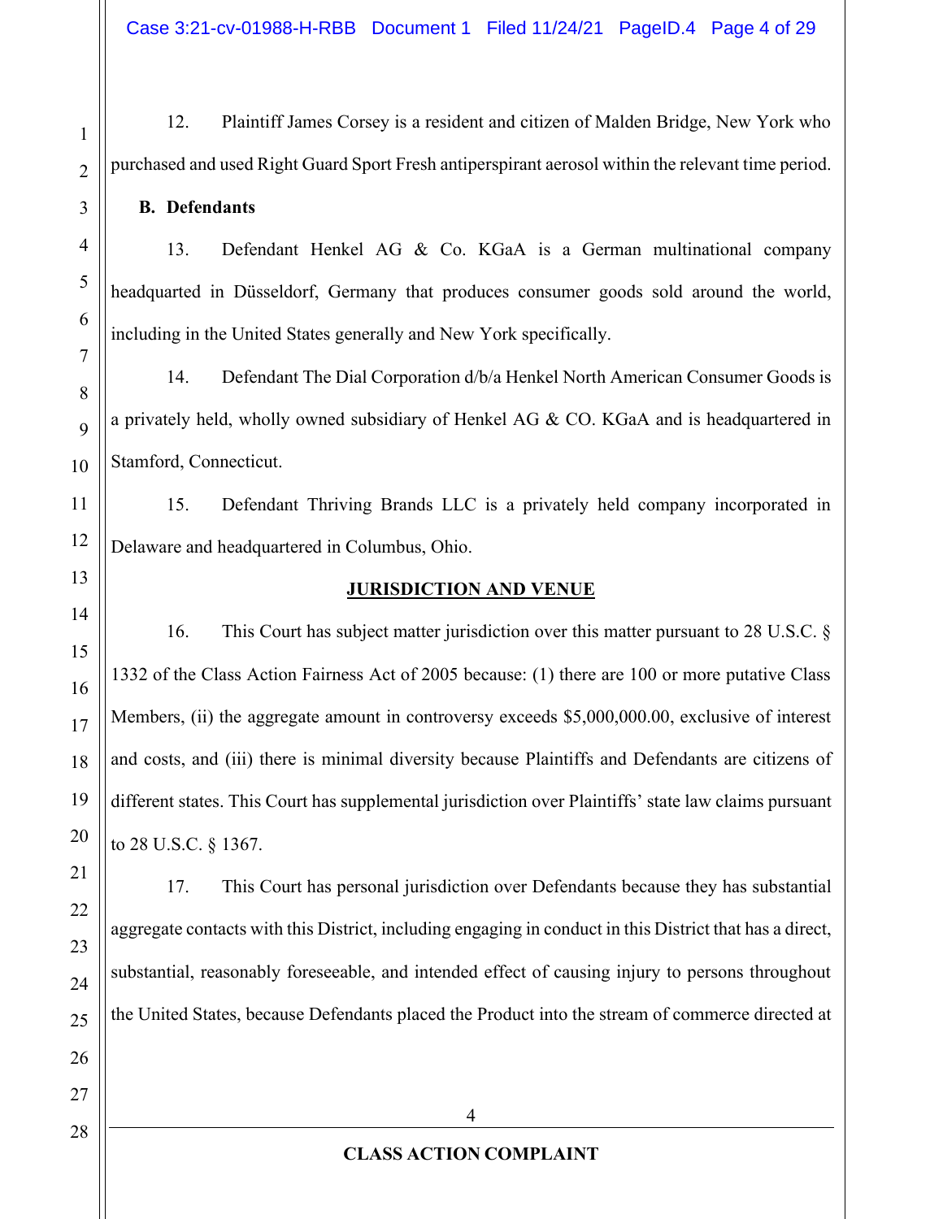12. Plaintiff James Corsey is a resident and citizen of Malden Bridge, New York who purchased and used Right Guard Sport Fresh antiperspirant aerosol within the relevant time period.

**B. Defendants**

13. Defendant Henkel AG & Co. KGaA is a German multinational company headquartered in Düsseldorf, Germany that produces consumer goods sold around the world, including in the United States generally and New York specifically.

14. Defendant The Dial Corporation d/b/a Henkel North American Consumer Goods is a privately held, wholly owned subsidiary of Henkel AG & CO. KGaA and is headquartered in Stamford, Connecticut.

15. Defendant Thriving Brands LLC is a privately held company incorporated in Delaware and headquartered in Columbus, Ohio.

## JURISDICTION AND VENUE

16. This Court has subject matter jurisdiction over this matter pursuant to 28 U.S.C. § 1332 of the Class Action Fairness Act of 2005 because: (1) there are 100 or more putative Class Members, (ii) the aggregate amount in controversy exceeds $5,000,000.00, exclusive of interest and costs, and (iii) there is minimal diversity because Plaintiffs and Defendants are citizens of different states. This Court has supplemental jurisdiction over Plaintiffs' state law claims pursuant to 28 U.S.C. § 1367.

17. This Court has personal jurisdiction over Defendants because they has substantial aggregate contacts with this District, including engaging in conduct in this District that has a direct, substantial, reasonably foreseeable, and intended effect of causing injury to persons throughout the United States, because Defendants placed the Product into the stream of commerce directed at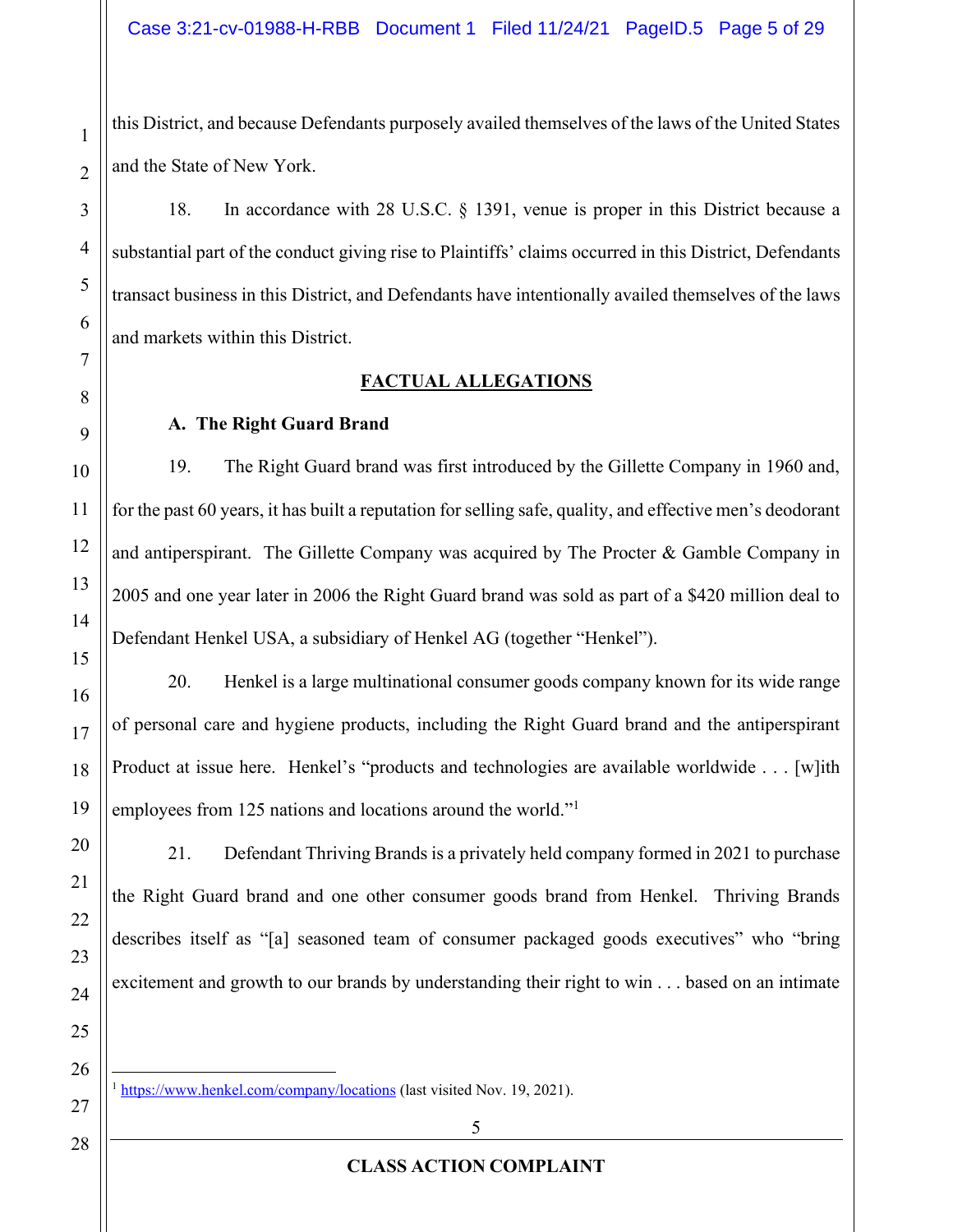this District, and because Defendants purposely availed themselves of the laws of the United States and the State of New York.

18. In accordance with 28 U.S.C. § 1391, venue is proper in this District because a substantial part of the conduct giving rise to Plaintiffs' claims occurred in this District, Defendants transact business in this District, and Defendants have intentionally availed themselves of the laws and markets within this District.

## FACTUAL ALLEGATIONS

### A. The Right Guard Brand

19. The Right Guard brand was first introduced by the Gillette Company in 1960 and, for the past 60 years, it has built a reputation for selling safe, quality, and effective men's deodorant and antiperspirant. The Gillette Company was acquired by The Procter & Gamble Company in 2005 and one year later in 2006 the Right Guard brand was sold as part of a $420 million deal to Defendant Henkel USA, a subsidiary of Henkel AG (together "Henkel").

20. Henkel is a large multinational consumer goods company known for its wide range of personal care and hygiene products, including the Right Guard brand and the antiperspirant Product at issue here. Henkel's "products and technologies are available worldwide . . . [w]ith employees from 125 nations and locations around the world."[1]

21. Defendant Thriving Brands is a privately held company formed in 2021 to purchase the Right Guard brand and one other consumer goods brand from Henkel. Thriving Brands describes itself as "[a] seasoned team of consumer packaged goods executives" who "bring excitement and growth to our brands by understanding their right to win . . . based on an intimate

---

[1] https://www.henkel.com/company/locations (last visited Nov. 19, 2021).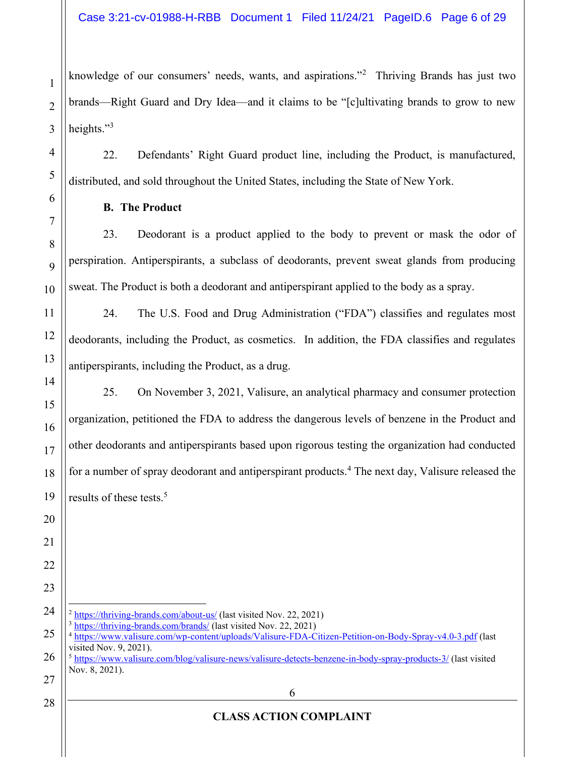knowledge of our consumers' needs, wants, and aspirations."[2] Thriving Brands has just two brands—Right Guard and Dry Idea—and it claims to be "[c]ultivating brands to grow to new heights."[3]

22. Defendants' Right Guard product line, including the Product, is manufactured, distributed, and sold throughout the United States, including the State of New York.

**B. The Product**

23. Deodorant is a product applied to the body to prevent or mask the odor of perspiration. Antiperspirants, a subclass of deodorants, prevent sweat glands from producing sweat. The Product is both a deodorant and antiperspirant applied to the body as a spray.

24. The U.S. Food and Drug Administration ("FDA") classifies and regulates most deodorants, including the Product, as cosmetics. In addition, the FDA classifies and regulates antiperspirants, including the Product, as a drug.

25. On November 3, 2021, Valisure, an analytical pharmacy and consumer protection organization, petitioned the FDA to address the dangerous levels of benzene in the Product and other deodorants and antiperspirants based upon rigorous testing the organization had conducted for a number of spray deodorant and antiperspirant products.[4] The next day, Valisure released the results of these tests.[5]

---

[2] https://thriving-brands.com/about-us/ (last visited Nov. 22, 2021)

[3] https://thriving-brands.com/brands/ (last visited Nov. 22, 2021)

[4] https://www.valisure.com/wp-content/uploads/Valisure-FDA-Citizen-Petition-on-Body-Spray-v4.0-3.pdf (last visited Nov. 9, 2021).

[5] https://www.valisure.com/blog/valisure-news/valisure-detects-benzene-in-body-spray-products-3/ (last visited Nov. 8, 2021).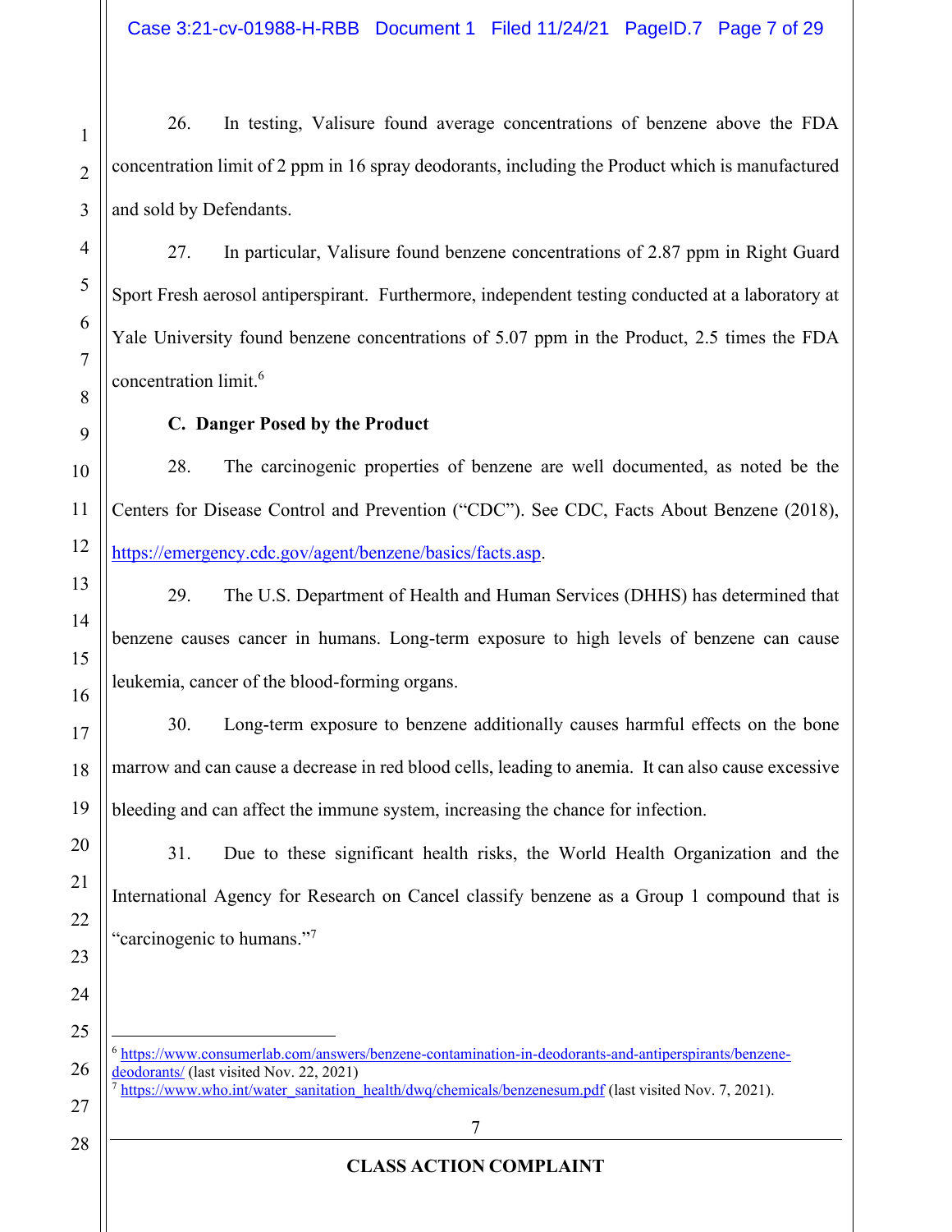26. In testing, Valisure found average concentrations of benzene above the FDA concentration limit of 2 ppm in 16 spray deodorants, including the Product which is manufactured and sold by Defendants.

27. In particular, Valisure found benzene concentrations of 2.87 ppm in Right Guard Sport Fresh aerosol antiperspirant. Furthermore, independent testing conducted at a laboratory at Yale University found benzene concentrations of 5.07 ppm in the Product, 2.5 times the FDA concentration limit.[6]

**C. Danger Posed by the Product**

28. The carcinogenic properties of benzene are well documented, as noted be the Centers for Disease Control and Prevention ("CDC"). See CDC, Facts About Benzene (2018), https://emergency.cdc.gov/agent/benzene/basics/facts.asp.

29. The U.S. Department of Health and Human Services (DHHS) has determined that benzene causes cancer in humans. Long-term exposure to high levels of benzene can cause leukemia, cancer of the blood-forming organs.

30. Long-term exposure to benzene additionally causes harmful effects on the bone marrow and can cause a decrease in red blood cells, leading to anemia. It can also cause excessive bleeding and can affect the immune system, increasing the chance for infection.

31. Due to these significant health risks, the World Health Organization and the International Agency for Research on Cancel classify benzene as a Group 1 compound that is "carcinogenic to humans."[7]

---

[6] https://www.consumerlab.com/answers/benzene-contamination-in-deodorants-and-antiperspirants/benzene-deodorants/ (last visited Nov. 22, 2021)

[7] https://www.who.int/water_sanitation_health/dwq/chemicals/benzenesum.pdf (last visited Nov. 7, 2021).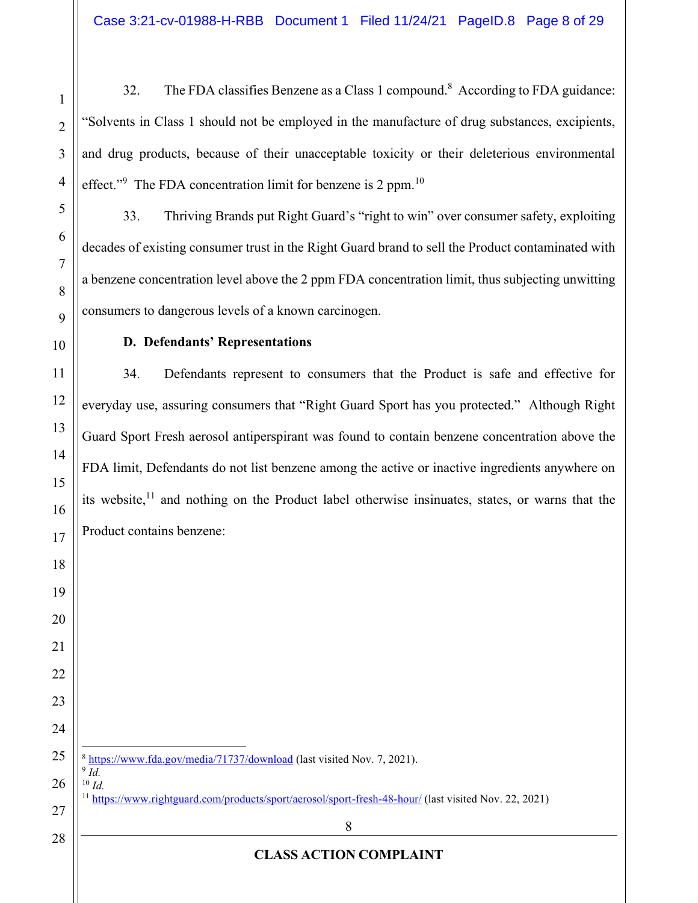32. The FDA classifies Benzene as a Class 1 compound.[8] According to FDA guidance: "Solvents in Class 1 should not be employed in the manufacture of drug substances, excipients, and drug products, because of their unacceptable toxicity or their deleterious environmental effect."[9] The FDA concentration limit for benzene is 2 ppm.[10]

33. Thriving Brands put Right Guard's "right to win" over consumer safety, exploiting decades of existing consumer trust in the Right Guard brand to sell the Product contaminated with a benzene concentration level above the 2 ppm FDA concentration limit, thus subjecting unwitting consumers to dangerous levels of a known carcinogen.

**D. Defendants' Representations**

34. Defendants represent to consumers that the Product is safe and effective for everyday use, assuring consumers that "Right Guard Sport has you protected." Although Right Guard Sport Fresh aerosol antiperspirant was found to contain benzene concentration above the FDA limit, Defendants do not list benzene among the active or inactive ingredients anywhere on its website,[11] and nothing on the Product label otherwise insinuates, states, or warns that the Product contains benzene:

---

[8] https://www.fda.gov/media/71737/download (last visited Nov. 7, 2021).

[9] *Id.*

[10] *Id.*

[11] https://www.rightguard.com/products/sport/aerosol/sport-fresh-48-hour/ (last visited Nov. 22, 2021)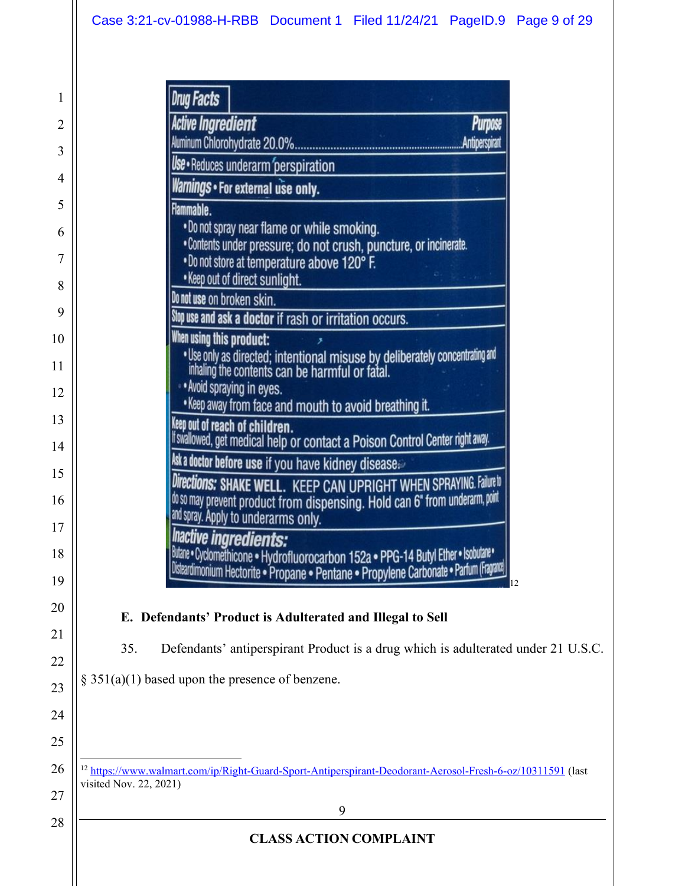**Drug Facts**

| **Active Ingredient** | **Purpose** |
| --- | --- |
| Aluminum Chlorohydrate 20.0% | Antiperspirant |

**Use** • Reduces underarm perspiration

**Warnings** • **For external use only.**

**Flammable.**

- Do not spray near flame or while smoking.
- Contents under pressure; do not crush, puncture, or incinerate.
- Do not store at temperature above 120° F.
- Keep out of direct sunlight.

**Do not use** on broken skin.

**Stop use and ask a doctor** if rash or irritation occurs.

**When using this product:**

- Use only as directed; intentional misuse by deliberately concentrating and inhaling the contents can be harmful or fatal.
- Avoid spraying in eyes.
- Keep away from face and mouth to avoid breathing it.

**Keep out of reach of children.**
If swallowed, get medical help or contact a Poison Control Center right away.

**Ask a doctor before use** if you have kidney disease.

**Directions:** SHAKE WELL. KEEP CAN UPRIGHT WHEN SPRAYING. Failure to do so may prevent product from dispensing. Hold can 6" from underarm, point and spray. Apply to underarms only.

**Inactive ingredients:**
Butane • Cyclomethicone • Hydrofluorocarbon 152a • PPG-14 Butyl Ether • Isobutane • Disteardimonium Hectorite • Propane • Pentane • Propylene Carbonate • Parfum (Fragrance)[12]

### E. Defendants' Product is Adulterated and Illegal to Sell

35. Defendants' antiperspirant Product is a drug which is adulterated under 21 U.S.C. § 351(a)(1) based upon the presence of benzene.

---

[12] https://www.walmart.com/ip/Right-Guard-Sport-Antiperspirant-Deodorant-Aerosol-Fresh-6-oz/10311591 (last visited Nov. 22, 2021)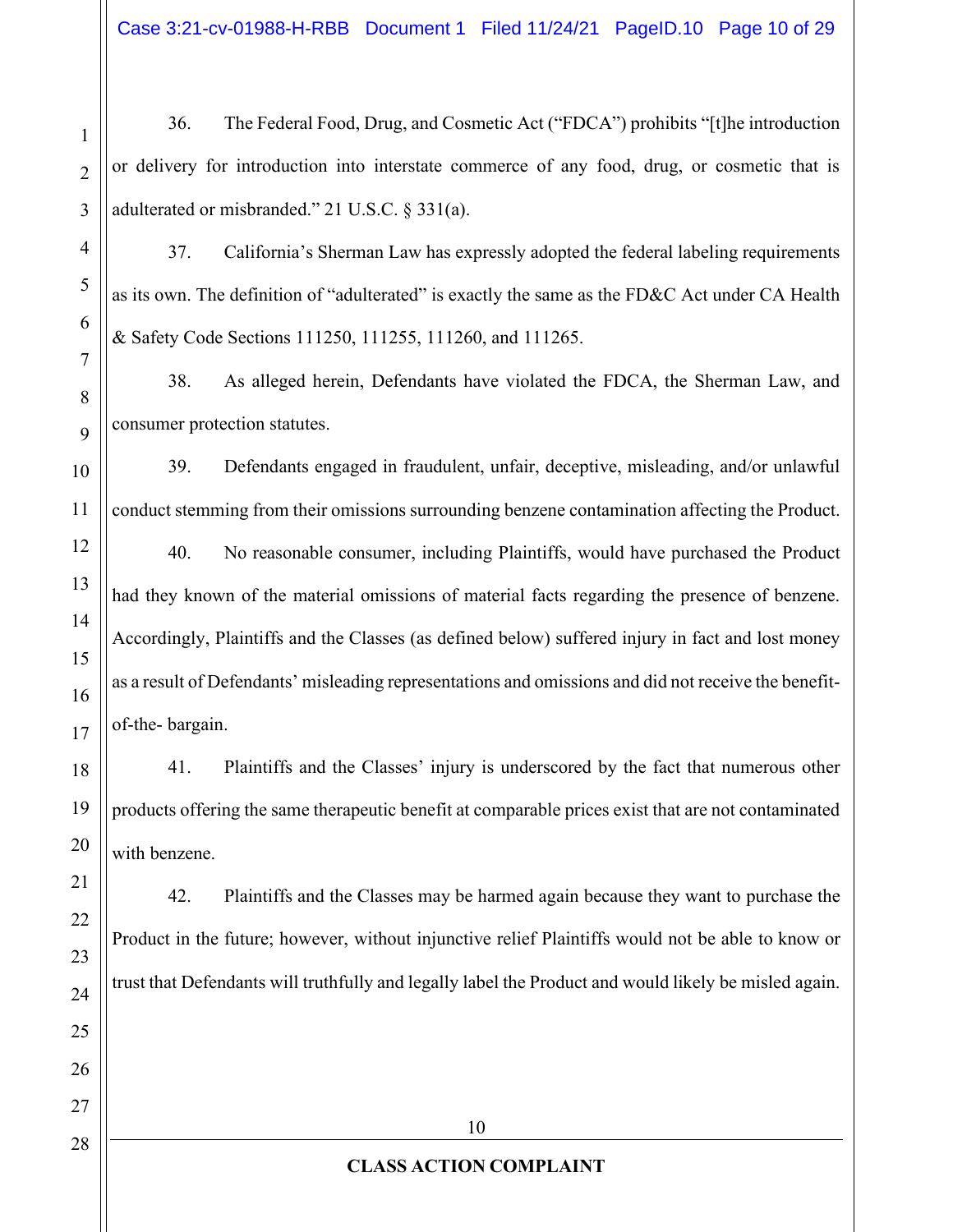36. The Federal Food, Drug, and Cosmetic Act ("FDCA") prohibits "[t]he introduction or delivery for introduction into interstate commerce of any food, drug, or cosmetic that is adulterated or misbranded." 21 U.S.C. § 331(a).

37. California's Sherman Law has expressly adopted the federal labeling requirements as its own. The definition of "adulterated" is exactly the same as the FD&C Act under CA Health & Safety Code Sections 111250, 111255, 111260, and 111265.

38. As alleged herein, Defendants have violated the FDCA, the Sherman Law, and consumer protection statutes.

39. Defendants engaged in fraudulent, unfair, deceptive, misleading, and/or unlawful conduct stemming from their omissions surrounding benzene contamination affecting the Product.

40. No reasonable consumer, including Plaintiffs, would have purchased the Product had they known of the material omissions of material facts regarding the presence of benzene. Accordingly, Plaintiffs and the Classes (as defined below) suffered injury in fact and lost money as a result of Defendants' misleading representations and omissions and did not receive the benefit-of-the- bargain.

41. Plaintiffs and the Classes' injury is underscored by the fact that numerous other products offering the same therapeutic benefit at comparable prices exist that are not contaminated with benzene.

42. Plaintiffs and the Classes may be harmed again because they want to purchase the Product in the future; however, without injunctive relief Plaintiffs would not be able to know or trust that Defendants will truthfully and legally label the Product and would likely be misled again.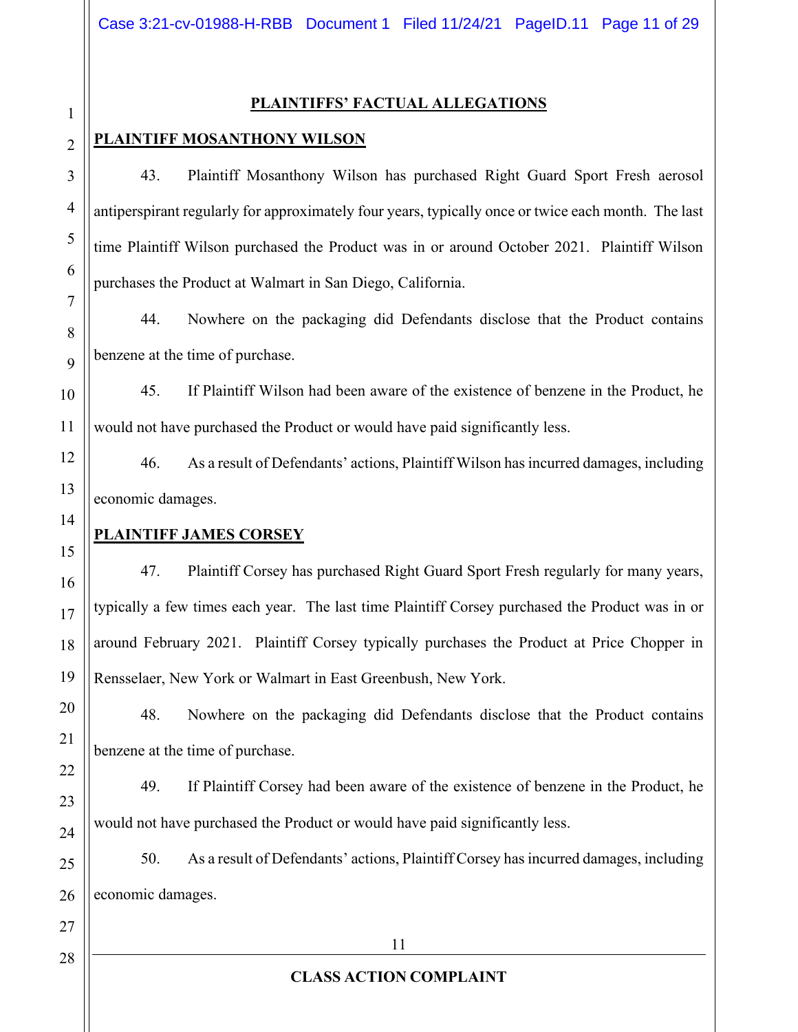## PLAINTIFFS' FACTUAL ALLEGATIONS

### PLAINTIFF MOSANTHONY WILSON

43. Plaintiff Mosanthony Wilson has purchased Right Guard Sport Fresh aerosol antiperspirant regularly for approximately four years, typically once or twice each month. The last time Plaintiff Wilson purchased the Product was in or around October 2021. Plaintiff Wilson purchases the Product at Walmart in San Diego, California.

44. Nowhere on the packaging did Defendants disclose that the Product contains benzene at the time of purchase.

45. If Plaintiff Wilson had been aware of the existence of benzene in the Product, he would not have purchased the Product or would have paid significantly less.

46. As a result of Defendants' actions, Plaintiff Wilson has incurred damages, including economic damages.

### PLAINTIFF JAMES CORSEY

47. Plaintiff Corsey has purchased Right Guard Sport Fresh regularly for many years, typically a few times each year. The last time Plaintiff Corsey purchased the Product was in or around February 2021. Plaintiff Corsey typically purchases the Product at Price Chopper in Rensselaer, New York or Walmart in East Greenbush, New York.

48. Nowhere on the packaging did Defendants disclose that the Product contains benzene at the time of purchase.

49. If Plaintiff Corsey had been aware of the existence of benzene in the Product, he would not have purchased the Product or would have paid significantly less.

50. As a result of Defendants' actions, Plaintiff Corsey has incurred damages, including economic damages.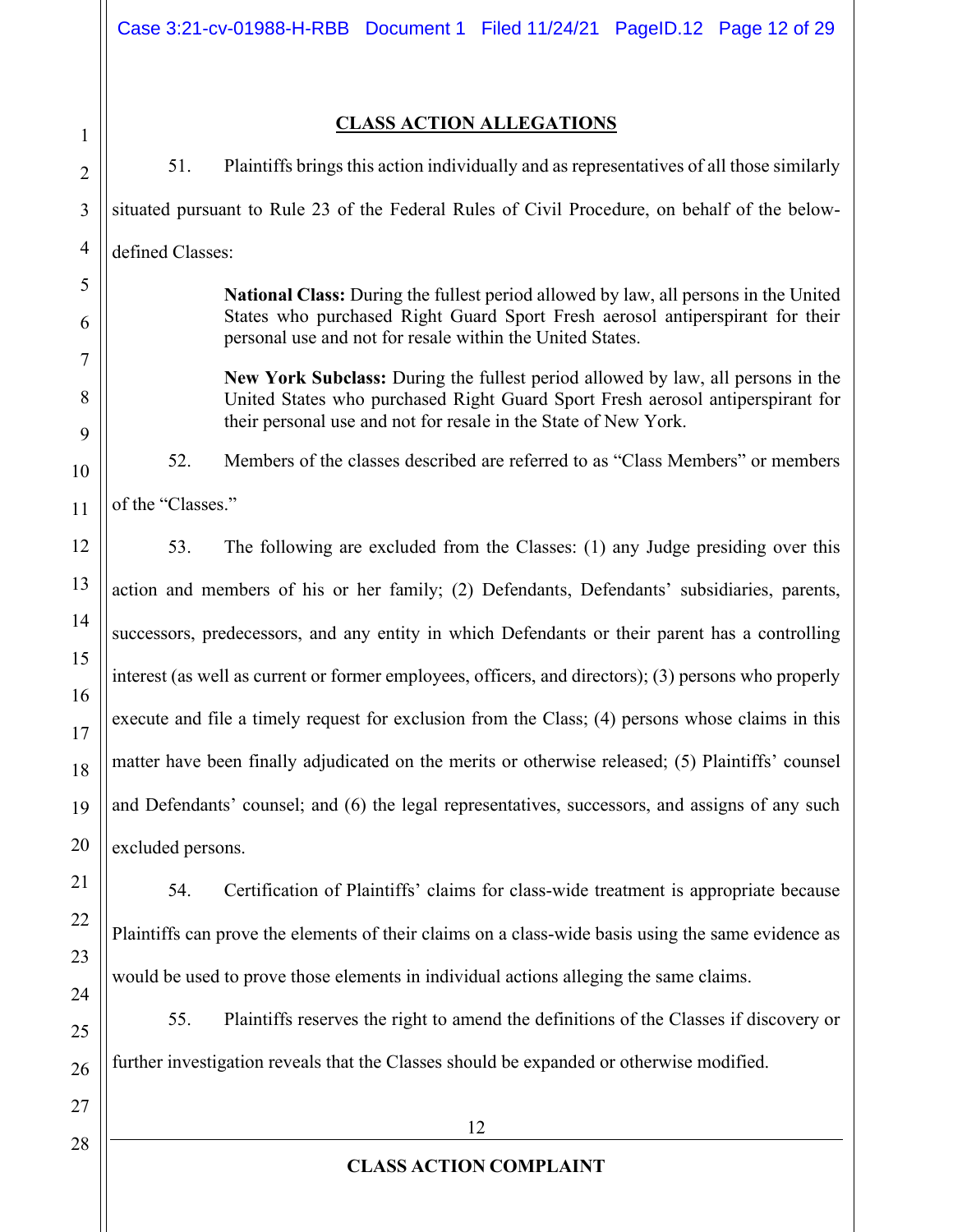## CLASS ACTION ALLEGATIONS

51. Plaintiffs brings this action individually and as representatives of all those similarly situated pursuant to Rule 23 of the Federal Rules of Civil Procedure, on behalf of the below-defined Classes:

> **National Class:** During the fullest period allowed by law, all persons in the United States who purchased Right Guard Sport Fresh aerosol antiperspirant for their personal use and not for resale within the United States.
>
> **New York Subclass:** During the fullest period allowed by law, all persons in the United States who purchased Right Guard Sport Fresh aerosol antiperspirant for their personal use and not for resale in the State of New York.

52. Members of the classes described are referred to as "Class Members" or members of the "Classes."

53. The following are excluded from the Classes: (1) any Judge presiding over this action and members of his or her family; (2) Defendants, Defendants' subsidiaries, parents, successors, predecessors, and any entity in which Defendants or their parent has a controlling interest (as well as current or former employees, officers, and directors); (3) persons who properly execute and file a timely request for exclusion from the Class; (4) persons whose claims in this matter have been finally adjudicated on the merits or otherwise released; (5) Plaintiffs' counsel and Defendants' counsel; and (6) the legal representatives, successors, and assigns of any such excluded persons.

54. Certification of Plaintiffs' claims for class-wide treatment is appropriate because Plaintiffs can prove the elements of their claims on a class-wide basis using the same evidence as would be used to prove those elements in individual actions alleging the same claims.

55. Plaintiffs reserves the right to amend the definitions of the Classes if discovery or further investigation reveals that the Classes should be expanded or otherwise modified.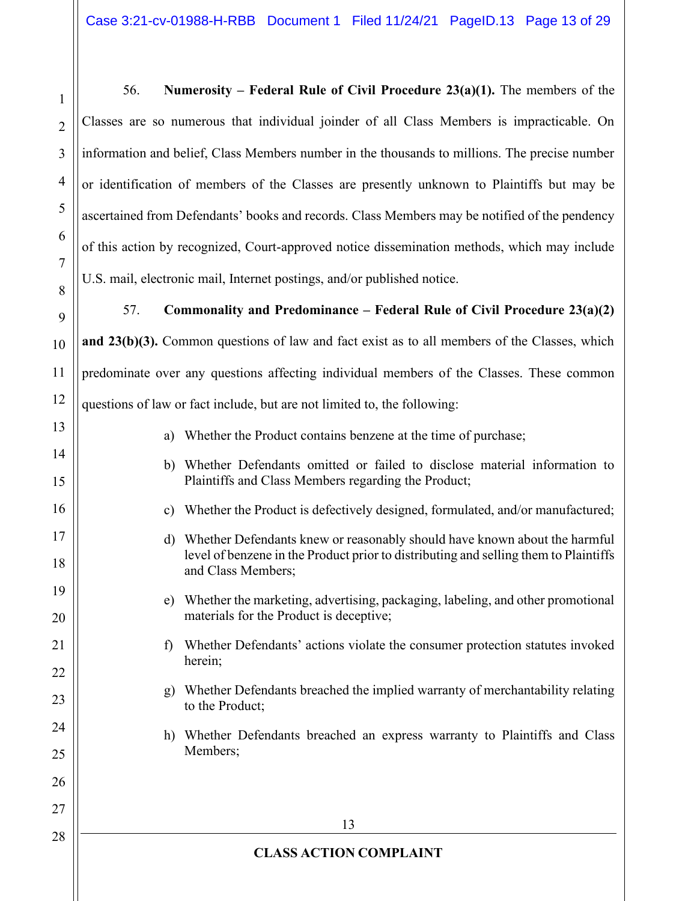56. **Numerosity – Federal Rule of Civil Procedure 23(a)(1).** The members of the Classes are so numerous that individual joinder of all Class Members is impracticable. On information and belief, Class Members number in the thousands to millions. The precise number or identification of members of the Classes are presently unknown to Plaintiffs but may be ascertained from Defendants' books and records. Class Members may be notified of the pendency of this action by recognized, Court-approved notice dissemination methods, which may include U.S. mail, electronic mail, Internet postings, and/or published notice.

57. **Commonality and Predominance – Federal Rule of Civil Procedure 23(a)(2) and 23(b)(3).** Common questions of law and fact exist as to all members of the Classes, which predominate over any questions affecting individual members of the Classes. These common questions of law or fact include, but are not limited to, the following:

a) Whether the Product contains benzene at the time of purchase;

b) Whether Defendants omitted or failed to disclose material information to Plaintiffs and Class Members regarding the Product;

c) Whether the Product is defectively designed, formulated, and/or manufactured;

d) Whether Defendants knew or reasonably should have known about the harmful level of benzene in the Product prior to distributing and selling them to Plaintiffs and Class Members;

e) Whether the marketing, advertising, packaging, labeling, and other promotional materials for the Product is deceptive;

f) Whether Defendants' actions violate the consumer protection statutes invoked herein;

g) Whether Defendants breached the implied warranty of merchantability relating to the Product;

h) Whether Defendants breached an express warranty to Plaintiffs and Class Members;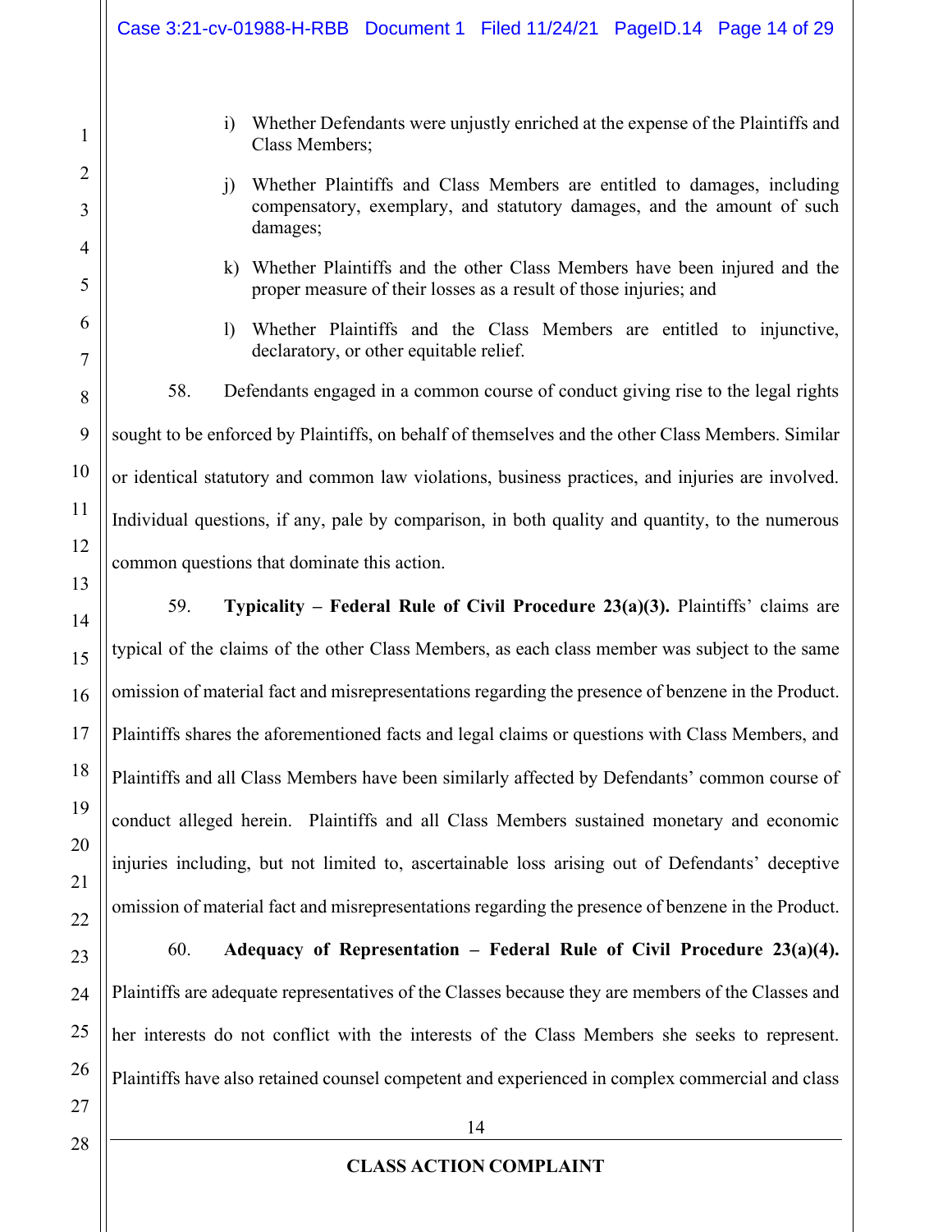i) Whether Defendants were unjustly enriched at the expense of the Plaintiffs and Class Members;

j) Whether Plaintiffs and Class Members are entitled to damages, including compensatory, exemplary, and statutory damages, and the amount of such damages;

k) Whether Plaintiffs and the other Class Members have been injured and the proper measure of their losses as a result of those injuries; and

l) Whether Plaintiffs and the Class Members are entitled to injunctive, declaratory, or other equitable relief.

58. Defendants engaged in a common course of conduct giving rise to the legal rights sought to be enforced by Plaintiffs, on behalf of themselves and the other Class Members. Similar or identical statutory and common law violations, business practices, and injuries are involved. Individual questions, if any, pale by comparison, in both quality and quantity, to the numerous common questions that dominate this action.

59. **Typicality – Federal Rule of Civil Procedure 23(a)(3).** Plaintiffs' claims are typical of the claims of the other Class Members, as each class member was subject to the same omission of material fact and misrepresentations regarding the presence of benzene in the Product. Plaintiffs shares the aforementioned facts and legal claims or questions with Class Members, and Plaintiffs and all Class Members have been similarly affected by Defendants' common course of conduct alleged herein. Plaintiffs and all Class Members sustained monetary and economic injuries including, but not limited to, ascertainable loss arising out of Defendants' deceptive omission of material fact and misrepresentations regarding the presence of benzene in the Product.

60. **Adequacy of Representation – Federal Rule of Civil Procedure 23(a)(4).** Plaintiffs are adequate representatives of the Classes because they are members of the Classes and her interests do not conflict with the interests of the Class Members she seeks to represent. Plaintiffs have also retained counsel competent and experienced in complex commercial and class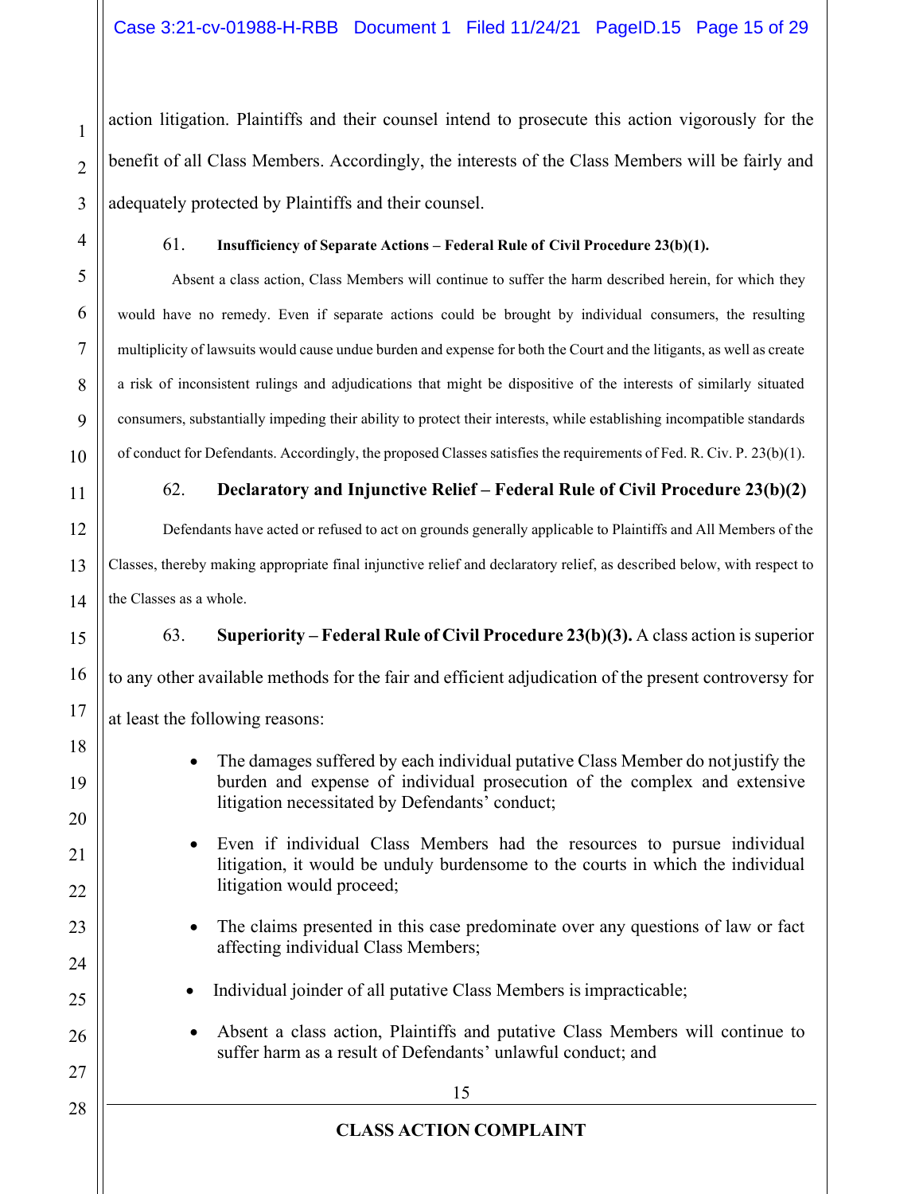action litigation. Plaintiffs and their counsel intend to prosecute this action vigorously for the benefit of all Class Members. Accordingly, the interests of the Class Members will be fairly and adequately protected by Plaintiffs and their counsel.

61. **Insufficiency of Separate Actions – Federal Rule of Civil Procedure 23(b)(1).**

Absent a class action, Class Members will continue to suffer the harm described herein, for which they would have no remedy. Even if separate actions could be brought by individual consumers, the resulting multiplicity of lawsuits would cause undue burden and expense for both the Court and the litigants, as well as create a risk of inconsistent rulings and adjudications that might be dispositive of the interests of similarly situated consumers, substantially impeding their ability to protect their interests, while establishing incompatible standards of conduct for Defendants. Accordingly, the proposed Classes satisfies the requirements of Fed. R. Civ. P. 23(b)(1).

62. **Declaratory and Injunctive Relief – Federal Rule of Civil Procedure 23(b)(2)**

Defendants have acted or refused to act on grounds generally applicable to Plaintiffs and All Members of the Classes, thereby making appropriate final injunctive relief and declaratory relief, as described below, with respect to the Classes as a whole.

63. **Superiority – Federal Rule of Civil Procedure 23(b)(3).** A class action is superior to any other available methods for the fair and efficient adjudication of the present controversy for at least the following reasons:

- The damages suffered by each individual putative Class Member do not justify the burden and expense of individual prosecution of the complex and extensive litigation necessitated by Defendants' conduct;
- Even if individual Class Members had the resources to pursue individual litigation, it would be unduly burdensome to the courts in which the individual litigation would proceed;
- The claims presented in this case predominate over any questions of law or fact affecting individual Class Members;
- Individual joinder of all putative Class Members is impracticable;
- Absent a class action, Plaintiffs and putative Class Members will continue to suffer harm as a result of Defendants' unlawful conduct; and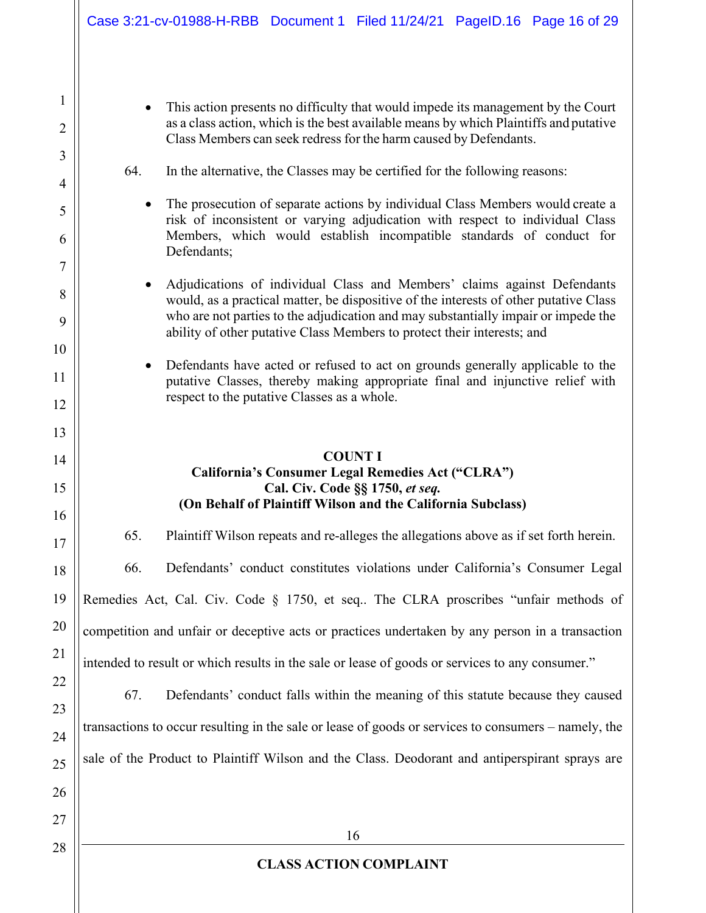- This action presents no difficulty that would impede its management by the Court as a class action, which is the best available means by which Plaintiffs and putative Class Members can seek redress for the harm caused by Defendants.

64. In the alternative, the Classes may be certified for the following reasons:

- The prosecution of separate actions by individual Class Members would create a risk of inconsistent or varying adjudication with respect to individual Class Members, which would establish incompatible standards of conduct for Defendants;

- Adjudications of individual Class and Members' claims against Defendants would, as a practical matter, be dispositive of the interests of other putative Class who are not parties to the adjudication and may substantially impair or impede the ability of other putative Class Members to protect their interests; and

- Defendants have acted or refused to act on grounds generally applicable to the putative Classes, thereby making appropriate final and injunctive relief with respect to the putative Classes as a whole.

**COUNT I**
**California's Consumer Legal Remedies Act ("CLRA")**
**Cal. Civ. Code §§ 1750, *et seq.***
**(On Behalf of Plaintiff Wilson and the California Subclass)**

65. Plaintiff Wilson repeats and re-alleges the allegations above as if set forth herein.

66. Defendants' conduct constitutes violations under California's Consumer Legal Remedies Act, Cal. Civ. Code § 1750, et seq.. The CLRA proscribes "unfair methods of competition and unfair or deceptive acts or practices undertaken by any person in a transaction intended to result or which results in the sale or lease of goods or services to any consumer."

67. Defendants' conduct falls within the meaning of this statute because they caused transactions to occur resulting in the sale or lease of goods or services to consumers – namely, the sale of the Product to Plaintiff Wilson and the Class. Deodorant and antiperspirant sprays are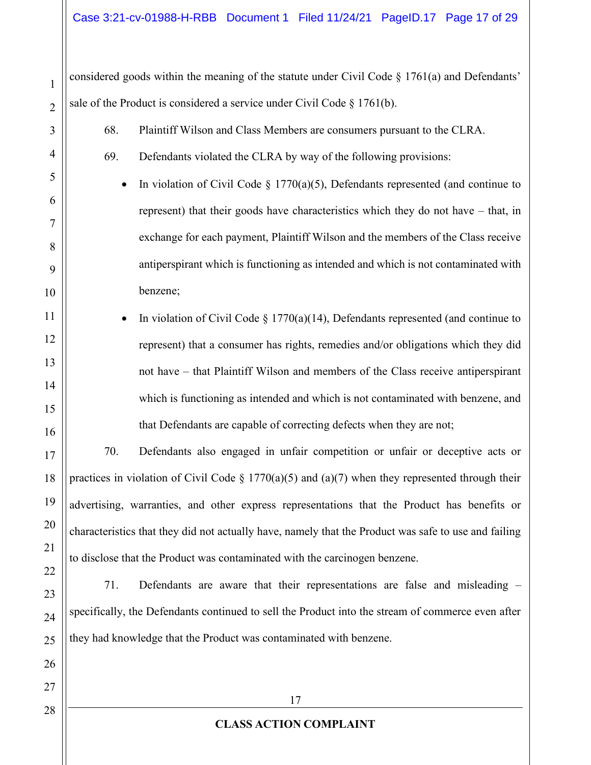considered goods within the meaning of the statute under Civil Code § 1761(a) and Defendants' sale of the Product is considered a service under Civil Code § 1761(b).

68. Plaintiff Wilson and Class Members are consumers pursuant to the CLRA.

69. Defendants violated the CLRA by way of the following provisions:

- In violation of Civil Code § 1770(a)(5), Defendants represented (and continue to represent) that their goods have characteristics which they do not have – that, in exchange for each payment, Plaintiff Wilson and the members of the Class receive antiperspirant which is functioning as intended and which is not contaminated with benzene;
- In violation of Civil Code § 1770(a)(14), Defendants represented (and continue to represent) that a consumer has rights, remedies and/or obligations which they did not have – that Plaintiff Wilson and members of the Class receive antiperspirant which is functioning as intended and which is not contaminated with benzene, and that Defendants are capable of correcting defects when they are not;

70. Defendants also engaged in unfair competition or unfair or deceptive acts or practices in violation of Civil Code § 1770(a)(5) and (a)(7) when they represented through their advertising, warranties, and other express representations that the Product has benefits or characteristics that they did not actually have, namely that the Product was safe to use and failing to disclose that the Product was contaminated with the carcinogen benzene.

71. Defendants are aware that their representations are false and misleading – specifically, the Defendants continued to sell the Product into the stream of commerce even after they had knowledge that the Product was contaminated with benzene.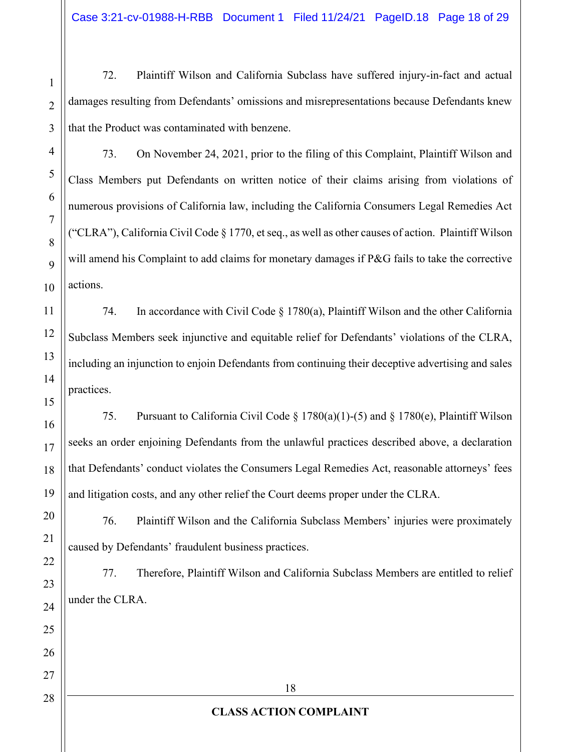72. Plaintiff Wilson and California Subclass have suffered injury-in-fact and actual damages resulting from Defendants' omissions and misrepresentations because Defendants knew that the Product was contaminated with benzene.

73. On November 24, 2021, prior to the filing of this Complaint, Plaintiff Wilson and Class Members put Defendants on written notice of their claims arising from violations of numerous provisions of California law, including the California Consumers Legal Remedies Act ("CLRA"), California Civil Code § 1770, et seq., as well as other causes of action. Plaintiff Wilson will amend his Complaint to add claims for monetary damages if P&G fails to take the corrective actions.

74. In accordance with Civil Code § 1780(a), Plaintiff Wilson and the other California Subclass Members seek injunctive and equitable relief for Defendants' violations of the CLRA, including an injunction to enjoin Defendants from continuing their deceptive advertising and sales practices.

75. Pursuant to California Civil Code § 1780(a)(1)-(5) and § 1780(e), Plaintiff Wilson seeks an order enjoining Defendants from the unlawful practices described above, a declaration that Defendants' conduct violates the Consumers Legal Remedies Act, reasonable attorneys' fees and litigation costs, and any other relief the Court deems proper under the CLRA.

76. Plaintiff Wilson and the California Subclass Members' injuries were proximately caused by Defendants' fraudulent business practices.

77. Therefore, Plaintiff Wilson and California Subclass Members are entitled to relief under the CLRA.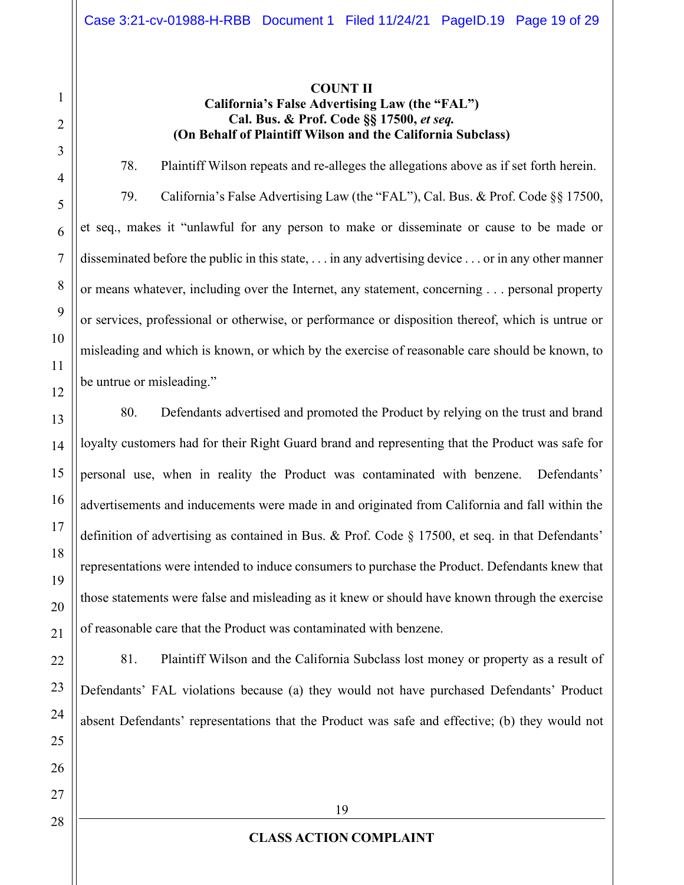**COUNT II**
**California's False Advertising Law (the "FAL")**
**Cal. Bus. & Prof. Code §§ 17500, *et seq.***
**(On Behalf of Plaintiff Wilson and the California Subclass)**

78. Plaintiff Wilson repeats and re-alleges the allegations above as if set forth herein.

79. California's False Advertising Law (the "FAL"), Cal. Bus. & Prof. Code §§ 17500, et seq., makes it "unlawful for any person to make or disseminate or cause to be made or disseminated before the public in this state, . . . in any advertising device . . . or in any other manner or means whatever, including over the Internet, any statement, concerning . . . personal property or services, professional or otherwise, or performance or disposition thereof, which is untrue or misleading and which is known, or which by the exercise of reasonable care should be known, to be untrue or misleading."

80. Defendants advertised and promoted the Product by relying on the trust and brand loyalty customers had for their Right Guard brand and representing that the Product was safe for personal use, when in reality the Product was contaminated with benzene. Defendants' advertisements and inducements were made in and originated from California and fall within the definition of advertising as contained in Bus. & Prof. Code § 17500, et seq. in that Defendants' representations were intended to induce consumers to purchase the Product. Defendants knew that those statements were false and misleading as it knew or should have known through the exercise of reasonable care that the Product was contaminated with benzene.

81. Plaintiff Wilson and the California Subclass lost money or property as a result of Defendants' FAL violations because (a) they would not have purchased Defendants' Product absent Defendants' representations that the Product was safe and effective; (b) they would not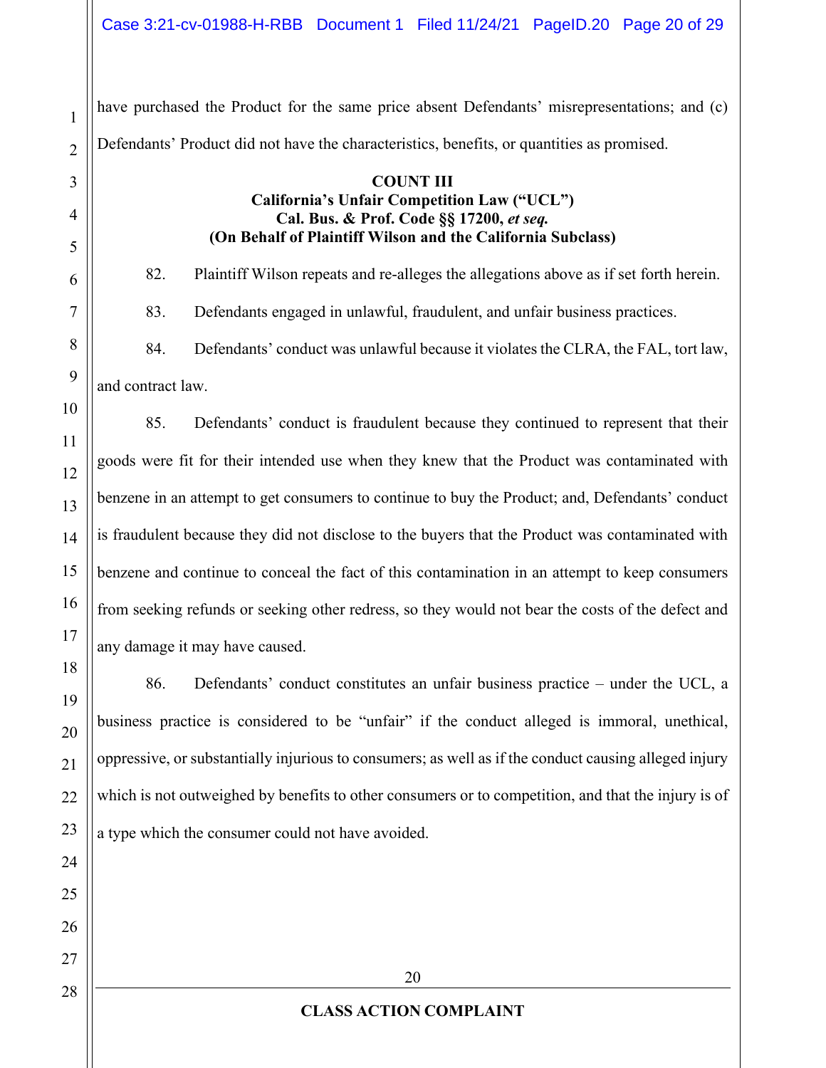have purchased the Product for the same price absent Defendants' misrepresentations; and (c) Defendants' Product did not have the characteristics, benefits, or quantities as promised.

**COUNT III**
**California's Unfair Competition Law ("UCL")**
**Cal. Bus. & Prof. Code §§ 17200, *et seq.***
**(On Behalf of Plaintiff Wilson and the California Subclass)**

82. Plaintiff Wilson repeats and re-alleges the allegations above as if set forth herein.

83. Defendants engaged in unlawful, fraudulent, and unfair business practices.

84. Defendants' conduct was unlawful because it violates the CLRA, the FAL, tort law, and contract law.

85. Defendants' conduct is fraudulent because they continued to represent that their goods were fit for their intended use when they knew that the Product was contaminated with benzene in an attempt to get consumers to continue to buy the Product; and, Defendants' conduct is fraudulent because they did not disclose to the buyers that the Product was contaminated with benzene and continue to conceal the fact of this contamination in an attempt to keep consumers from seeking refunds or seeking other redress, so they would not bear the costs of the defect and any damage it may have caused.

86. Defendants' conduct constitutes an unfair business practice – under the UCL, a business practice is considered to be "unfair" if the conduct alleged is immoral, unethical, oppressive, or substantially injurious to consumers; as well as if the conduct causing alleged injury which is not outweighed by benefits to other consumers or to competition, and that the injury is of a type which the consumer could not have avoided.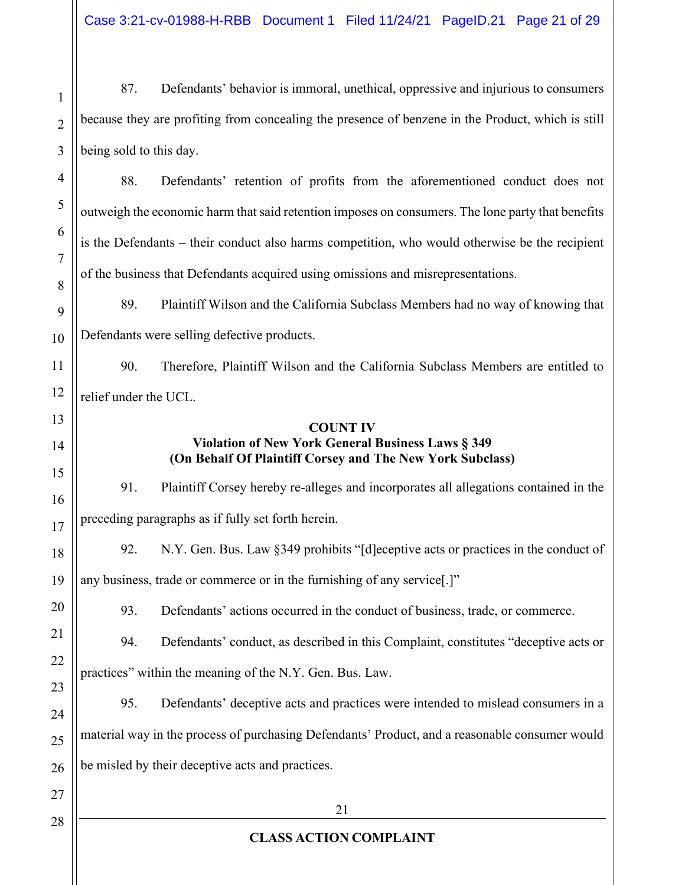87. Defendants' behavior is immoral, unethical, oppressive and injurious to consumers because they are profiting from concealing the presence of benzene in the Product, which is still being sold to this day.

88. Defendants' retention of profits from the aforementioned conduct does not outweigh the economic harm that said retention imposes on consumers. The lone party that benefits is the Defendants – their conduct also harms competition, who would otherwise be the recipient of the business that Defendants acquired using omissions and misrepresentations.

89. Plaintiff Wilson and the California Subclass Members had no way of knowing that Defendants were selling defective products.

90. Therefore, Plaintiff Wilson and the California Subclass Members are entitled to relief under the UCL.

**COUNT IV**
**Violation of New York General Business Laws § 349**
**(On Behalf Of Plaintiff Corsey and The New York Subclass)**

91. Plaintiff Corsey hereby re-alleges and incorporates all allegations contained in the preceding paragraphs as if fully set forth herein.

92. N.Y. Gen. Bus. Law §349 prohibits "[d]eceptive acts or practices in the conduct of any business, trade or commerce or in the furnishing of any service[.]"

93. Defendants' actions occurred in the conduct of business, trade, or commerce.

94. Defendants' conduct, as described in this Complaint, constitutes "deceptive acts or practices" within the meaning of the N.Y. Gen. Bus. Law.

95. Defendants' deceptive acts and practices were intended to mislead consumers in a material way in the process of purchasing Defendants' Product, and a reasonable consumer would be misled by their deceptive acts and practices.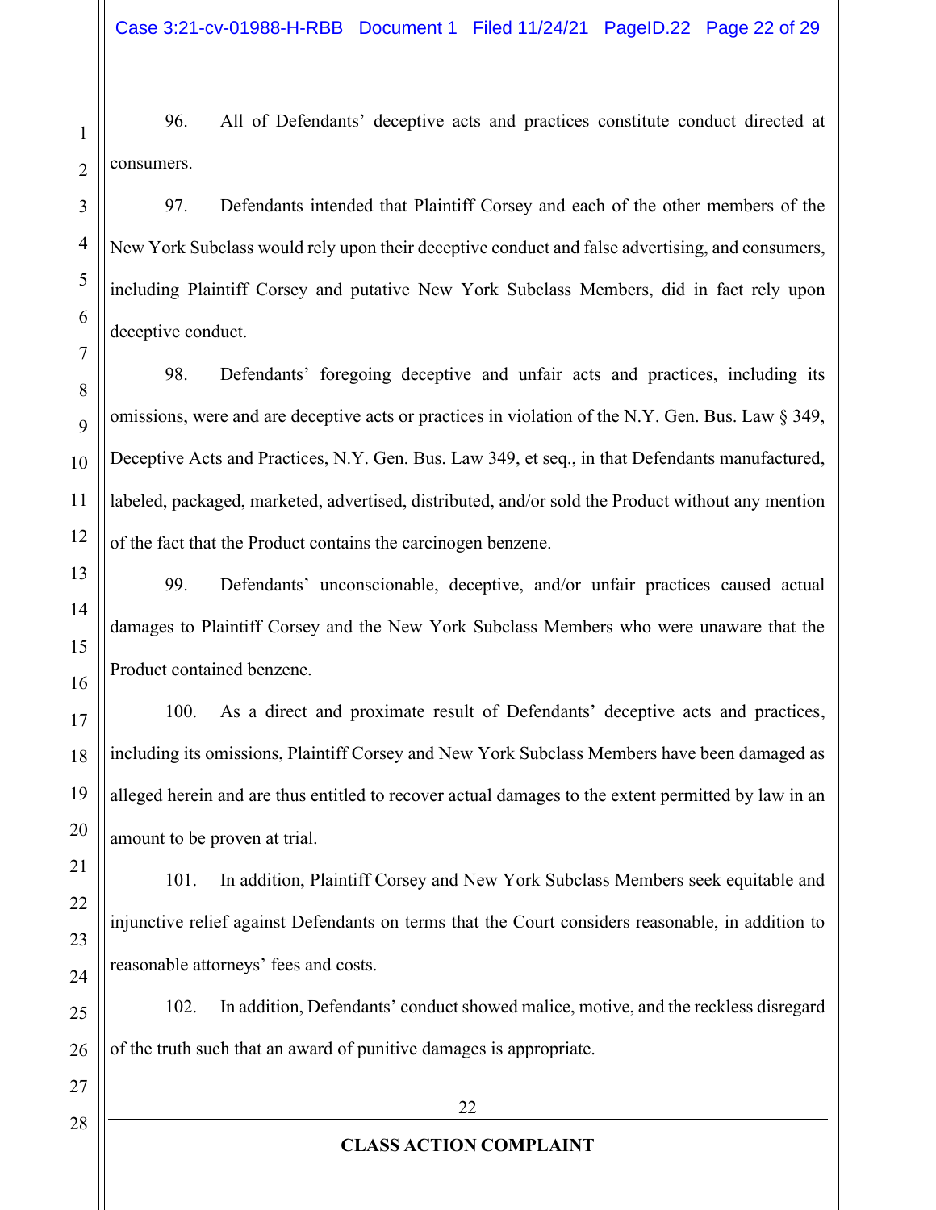96. All of Defendants' deceptive acts and practices constitute conduct directed at consumers.

97. Defendants intended that Plaintiff Corsey and each of the other members of the New York Subclass would rely upon their deceptive conduct and false advertising, and consumers, including Plaintiff Corsey and putative New York Subclass Members, did in fact rely upon deceptive conduct.

98. Defendants' foregoing deceptive and unfair acts and practices, including its omissions, were and are deceptive acts or practices in violation of the N.Y. Gen. Bus. Law § 349, Deceptive Acts and Practices, N.Y. Gen. Bus. Law 349, et seq., in that Defendants manufactured, labeled, packaged, marketed, advertised, distributed, and/or sold the Product without any mention of the fact that the Product contains the carcinogen benzene.

99. Defendants' unconscionable, deceptive, and/or unfair practices caused actual damages to Plaintiff Corsey and the New York Subclass Members who were unaware that the Product contained benzene.

100. As a direct and proximate result of Defendants' deceptive acts and practices, including its omissions, Plaintiff Corsey and New York Subclass Members have been damaged as alleged herein and are thus entitled to recover actual damages to the extent permitted by law in an amount to be proven at trial.

101. In addition, Plaintiff Corsey and New York Subclass Members seek equitable and injunctive relief against Defendants on terms that the Court considers reasonable, in addition to reasonable attorneys' fees and costs.

102. In addition, Defendants' conduct showed malice, motive, and the reckless disregard of the truth such that an award of punitive damages is appropriate.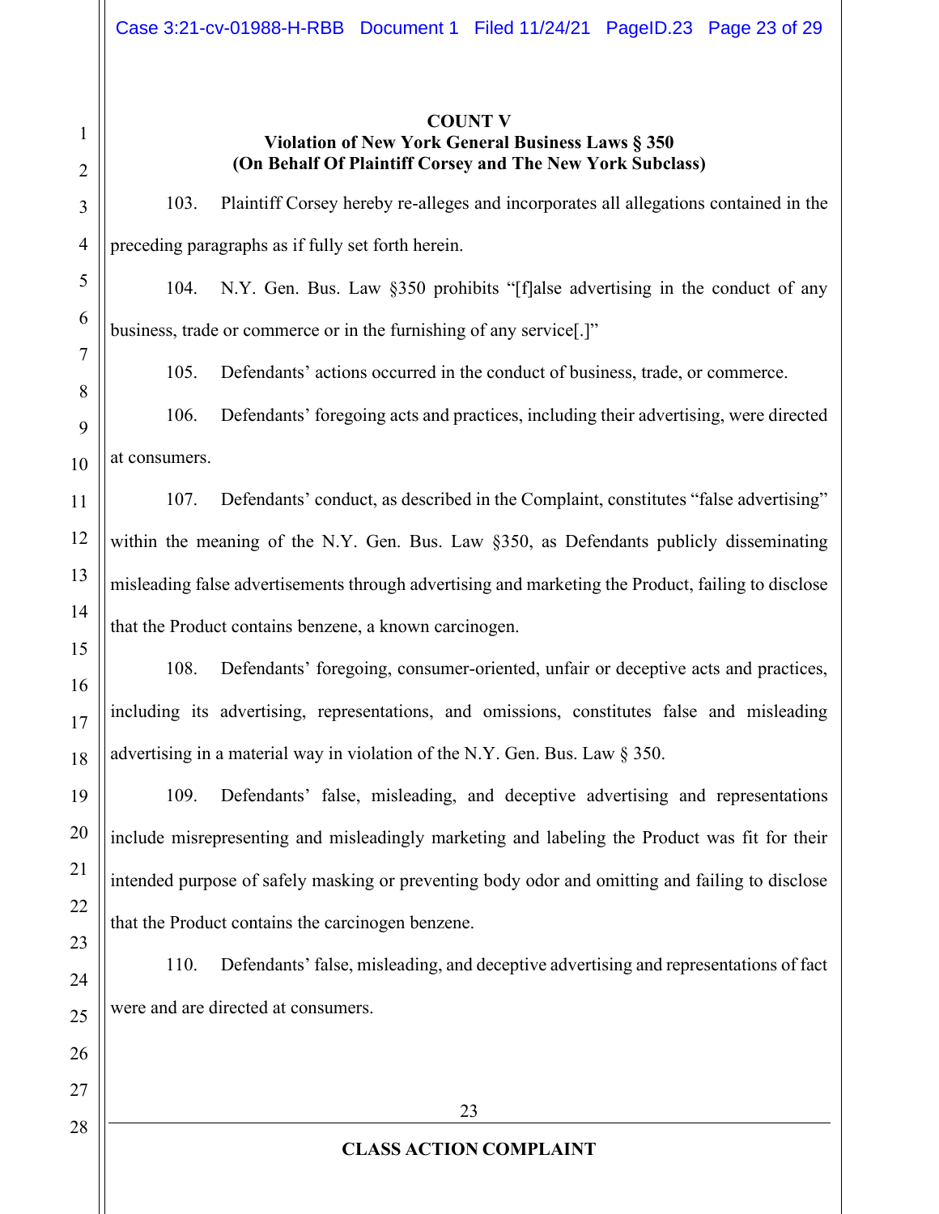**COUNT V**

**Violation of New York General Business Laws § 350**

**(On Behalf Of Plaintiff Corsey and The New York Subclass)**

103. Plaintiff Corsey hereby re-alleges and incorporates all allegations contained in the preceding paragraphs as if fully set forth herein.

104. N.Y. Gen. Bus. Law §350 prohibits "[f]alse advertising in the conduct of any business, trade or commerce or in the furnishing of any service[.]"

105. Defendants' actions occurred in the conduct of business, trade, or commerce.

106. Defendants' foregoing acts and practices, including their advertising, were directed at consumers.

107. Defendants' conduct, as described in the Complaint, constitutes "false advertising" within the meaning of the N.Y. Gen. Bus. Law §350, as Defendants publicly disseminating misleading false advertisements through advertising and marketing the Product, failing to disclose that the Product contains benzene, a known carcinogen.

108. Defendants' foregoing, consumer-oriented, unfair or deceptive acts and practices, including its advertising, representations, and omissions, constitutes false and misleading advertising in a material way in violation of the N.Y. Gen. Bus. Law § 350.

109. Defendants' false, misleading, and deceptive advertising and representations include misrepresenting and misleadingly marketing and labeling the Product was fit for their intended purpose of safely masking or preventing body odor and omitting and failing to disclose that the Product contains the carcinogen benzene.

110. Defendants' false, misleading, and deceptive advertising and representations of fact were and are directed at consumers.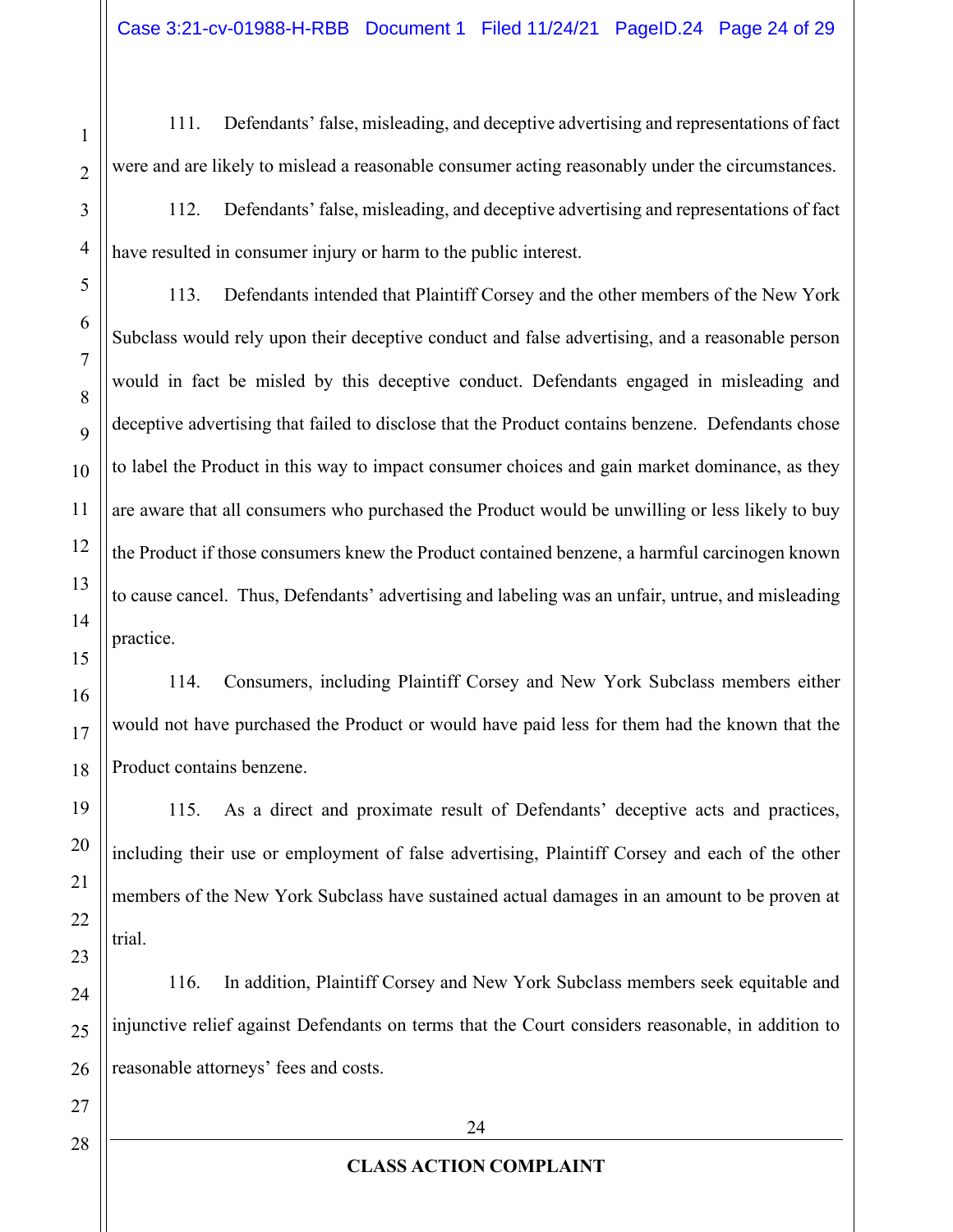111. Defendants' false, misleading, and deceptive advertising and representations of fact were and are likely to mislead a reasonable consumer acting reasonably under the circumstances.

112. Defendants' false, misleading, and deceptive advertising and representations of fact have resulted in consumer injury or harm to the public interest.

113. Defendants intended that Plaintiff Corsey and the other members of the New York Subclass would rely upon their deceptive conduct and false advertising, and a reasonable person would in fact be misled by this deceptive conduct. Defendants engaged in misleading and deceptive advertising that failed to disclose that the Product contains benzene. Defendants chose to label the Product in this way to impact consumer choices and gain market dominance, as they are aware that all consumers who purchased the Product would be unwilling or less likely to buy the Product if those consumers knew the Product contained benzene, a harmful carcinogen known to cause cancel. Thus, Defendants' advertising and labeling was an unfair, untrue, and misleading practice.

114. Consumers, including Plaintiff Corsey and New York Subclass members either would not have purchased the Product or would have paid less for them had the known that the Product contains benzene.

115. As a direct and proximate result of Defendants' deceptive acts and practices, including their use or employment of false advertising, Plaintiff Corsey and each of the other members of the New York Subclass have sustained actual damages in an amount to be proven at trial.

116. In addition, Plaintiff Corsey and New York Subclass members seek equitable and injunctive relief against Defendants on terms that the Court considers reasonable, in addition to reasonable attorneys' fees and costs.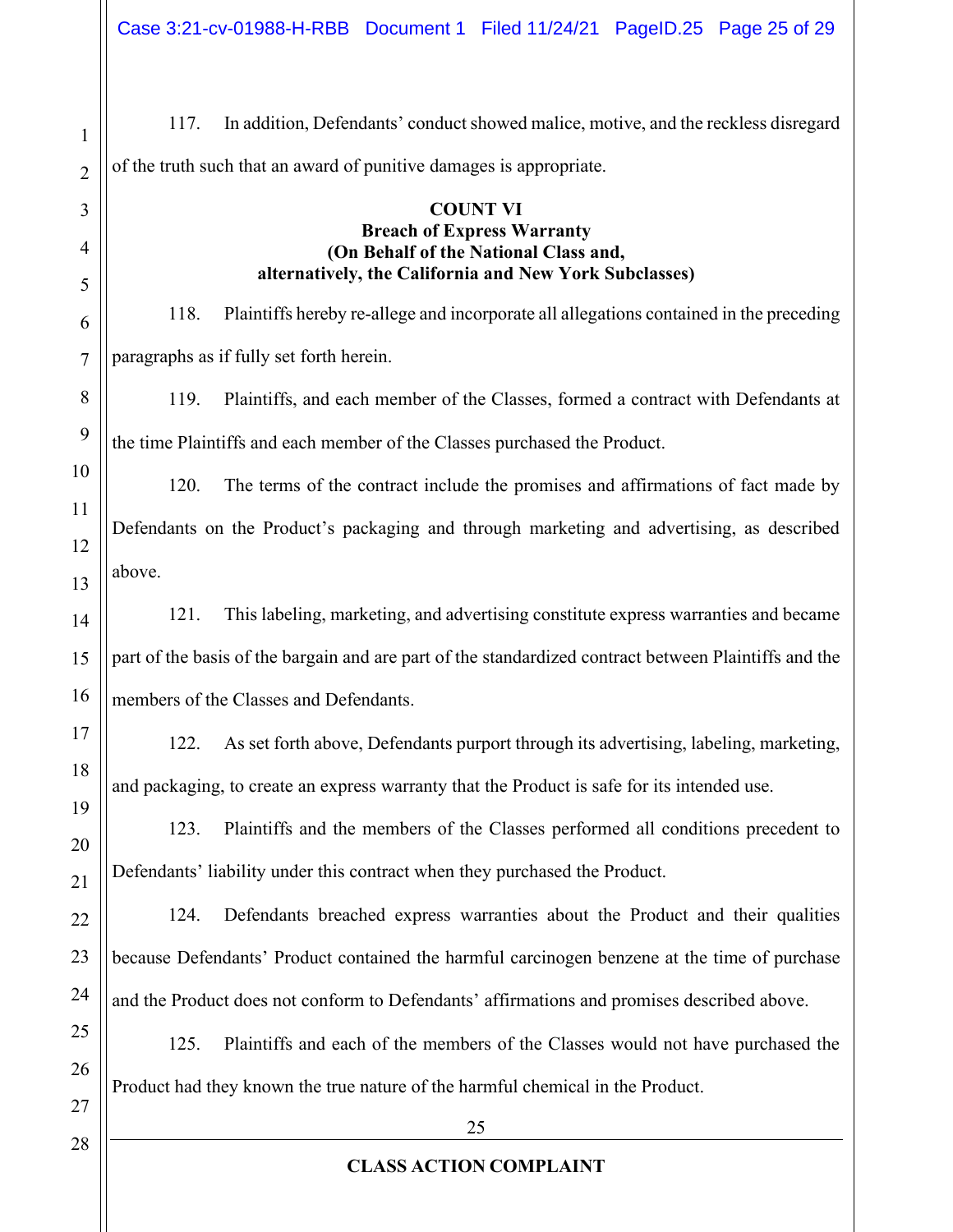117. In addition, Defendants' conduct showed malice, motive, and the reckless disregard of the truth such that an award of punitive damages is appropriate.

**COUNT VI**
**Breach of Express Warranty**
**(On Behalf of the National Class and, alternatively, the California and New York Subclasses)**

118. Plaintiffs hereby re-allege and incorporate all allegations contained in the preceding paragraphs as if fully set forth herein.

119. Plaintiffs, and each member of the Classes, formed a contract with Defendants at the time Plaintiffs and each member of the Classes purchased the Product.

120. The terms of the contract include the promises and affirmations of fact made by Defendants on the Product's packaging and through marketing and advertising, as described above.

121. This labeling, marketing, and advertising constitute express warranties and became part of the basis of the bargain and are part of the standardized contract between Plaintiffs and the members of the Classes and Defendants.

122. As set forth above, Defendants purport through its advertising, labeling, marketing, and packaging, to create an express warranty that the Product is safe for its intended use.

123. Plaintiffs and the members of the Classes performed all conditions precedent to Defendants' liability under this contract when they purchased the Product.

124. Defendants breached express warranties about the Product and their qualities because Defendants' Product contained the harmful carcinogen benzene at the time of purchase and the Product does not conform to Defendants' affirmations and promises described above.

125. Plaintiffs and each of the members of the Classes would not have purchased the Product had they known the true nature of the harmful chemical in the Product.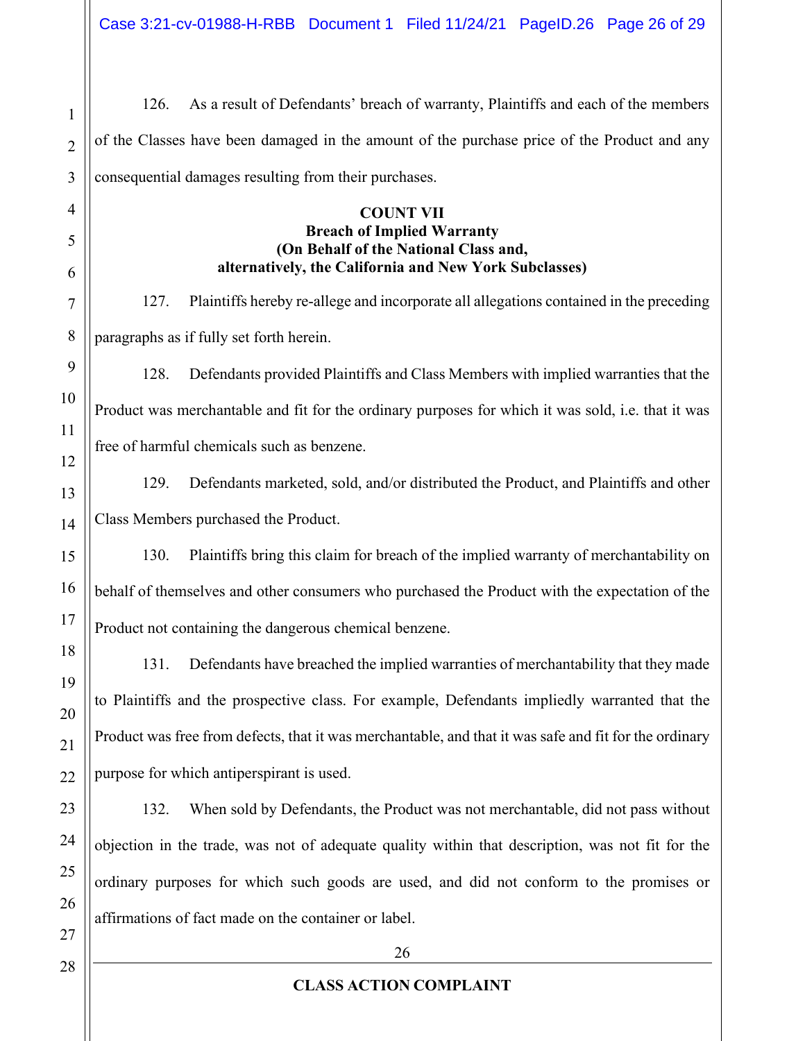126. As a result of Defendants' breach of warranty, Plaintiffs and each of the members of the Classes have been damaged in the amount of the purchase price of the Product and any consequential damages resulting from their purchases.

**COUNT VII**
**Breach of Implied Warranty**
**(On Behalf of the National Class and,**
**alternatively, the California and New York Subclasses)**

127. Plaintiffs hereby re-allege and incorporate all allegations contained in the preceding paragraphs as if fully set forth herein.

128. Defendants provided Plaintiffs and Class Members with implied warranties that the Product was merchantable and fit for the ordinary purposes for which it was sold, i.e. that it was free of harmful chemicals such as benzene.

129. Defendants marketed, sold, and/or distributed the Product, and Plaintiffs and other Class Members purchased the Product.

130. Plaintiffs bring this claim for breach of the implied warranty of merchantability on behalf of themselves and other consumers who purchased the Product with the expectation of the Product not containing the dangerous chemical benzene.

131. Defendants have breached the implied warranties of merchantability that they made to Plaintiffs and the prospective class. For example, Defendants impliedly warranted that the Product was free from defects, that it was merchantable, and that it was safe and fit for the ordinary purpose for which antiperspirant is used.

132. When sold by Defendants, the Product was not merchantable, did not pass without objection in the trade, was not of adequate quality within that description, was not fit for the ordinary purposes for which such goods are used, and did not conform to the promises or affirmations of fact made on the container or label.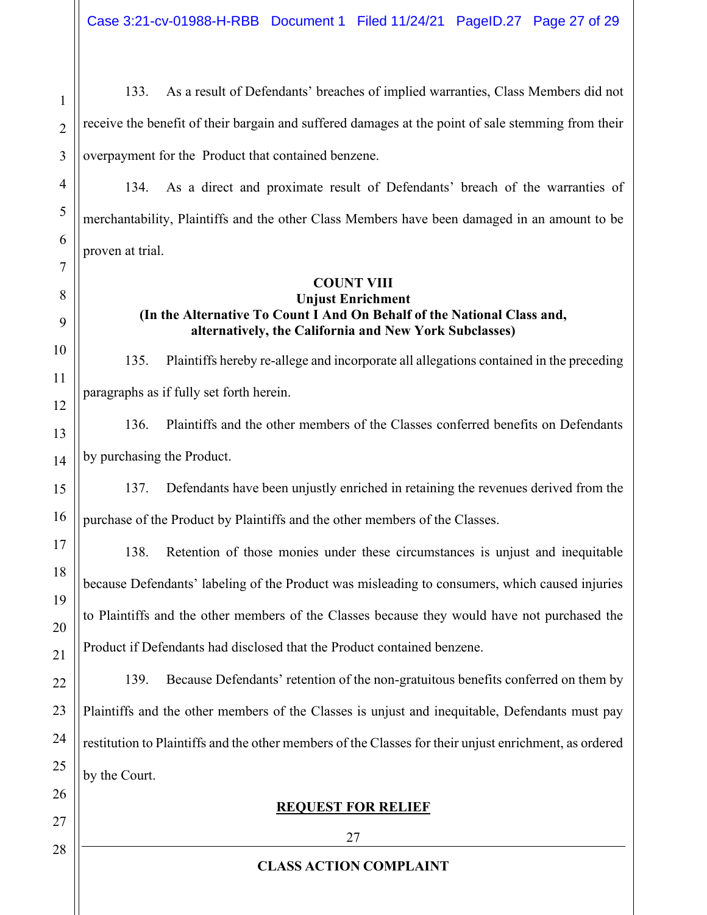133. As a result of Defendants' breaches of implied warranties, Class Members did not receive the benefit of their bargain and suffered damages at the point of sale stemming from their overpayment for the Product that contained benzene.

134. As a direct and proximate result of Defendants' breach of the warranties of merchantability, Plaintiffs and the other Class Members have been damaged in an amount to be proven at trial.

**COUNT VIII**
**Unjust Enrichment**
**(In the Alternative To Count I And On Behalf of the National Class and, alternatively, the California and New York Subclasses)**

135. Plaintiffs hereby re-allege and incorporate all allegations contained in the preceding paragraphs as if fully set forth herein.

136. Plaintiffs and the other members of the Classes conferred benefits on Defendants by purchasing the Product.

137. Defendants have been unjustly enriched in retaining the revenues derived from the purchase of the Product by Plaintiffs and the other members of the Classes.

138. Retention of those monies under these circumstances is unjust and inequitable because Defendants' labeling of the Product was misleading to consumers, which caused injuries to Plaintiffs and the other members of the Classes because they would have not purchased the Product if Defendants had disclosed that the Product contained benzene.

139. Because Defendants' retention of the non-gratuitous benefits conferred on them by Plaintiffs and the other members of the Classes is unjust and inequitable, Defendants must pay restitution to Plaintiffs and the other members of the Classes for their unjust enrichment, as ordered by the Court.

**REQUEST FOR RELIEF**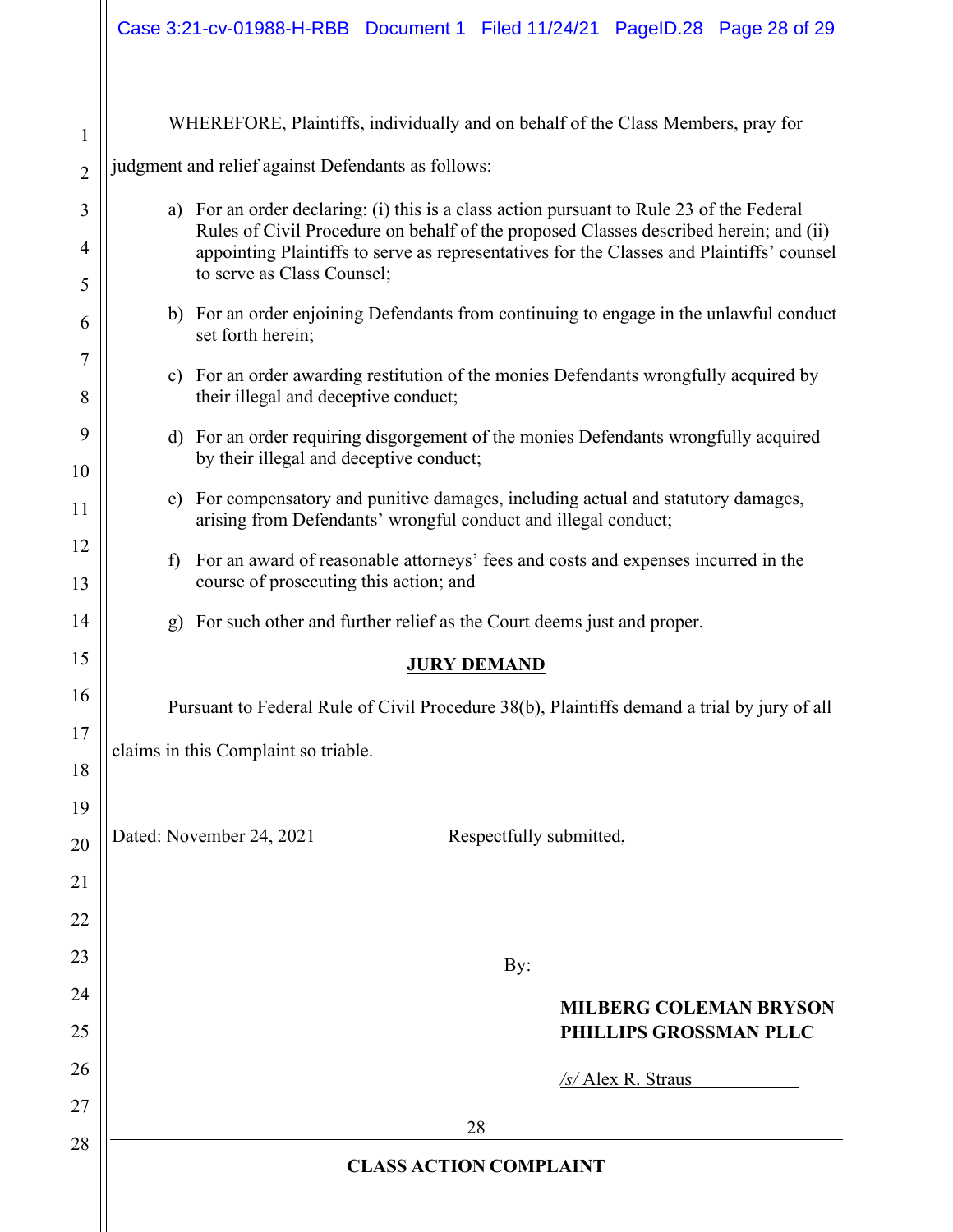WHEREFORE, Plaintiffs, individually and on behalf of the Class Members, pray for judgment and relief against Defendants as follows:

a) For an order declaring: (i) this is a class action pursuant to Rule 23 of the Federal Rules of Civil Procedure on behalf of the proposed Classes described herein; and (ii) appointing Plaintiffs to serve as representatives for the Classes and Plaintiffs' counsel to serve as Class Counsel;

b) For an order enjoining Defendants from continuing to engage in the unlawful conduct set forth herein;

c) For an order awarding restitution of the monies Defendants wrongfully acquired by their illegal and deceptive conduct;

d) For an order requiring disgorgement of the monies Defendants wrongfully acquired by their illegal and deceptive conduct;

e) For compensatory and punitive damages, including actual and statutory damages, arising from Defendants' wrongful conduct and illegal conduct;

f) For an award of reasonable attorneys' fees and costs and expenses incurred in the course of prosecuting this action; and

g) For such other and further relief as the Court deems just and proper.

**JURY DEMAND**

Pursuant to Federal Rule of Civil Procedure 38(b), Plaintiffs demand a trial by jury of all claims in this Complaint so triable.

Dated: November 24, 2021

Respectfully submitted,

By:

**MILBERG COLEMAN BRYSON PHILLIPS GROSSMAN PLLC**

*/s/* Alex R. Straus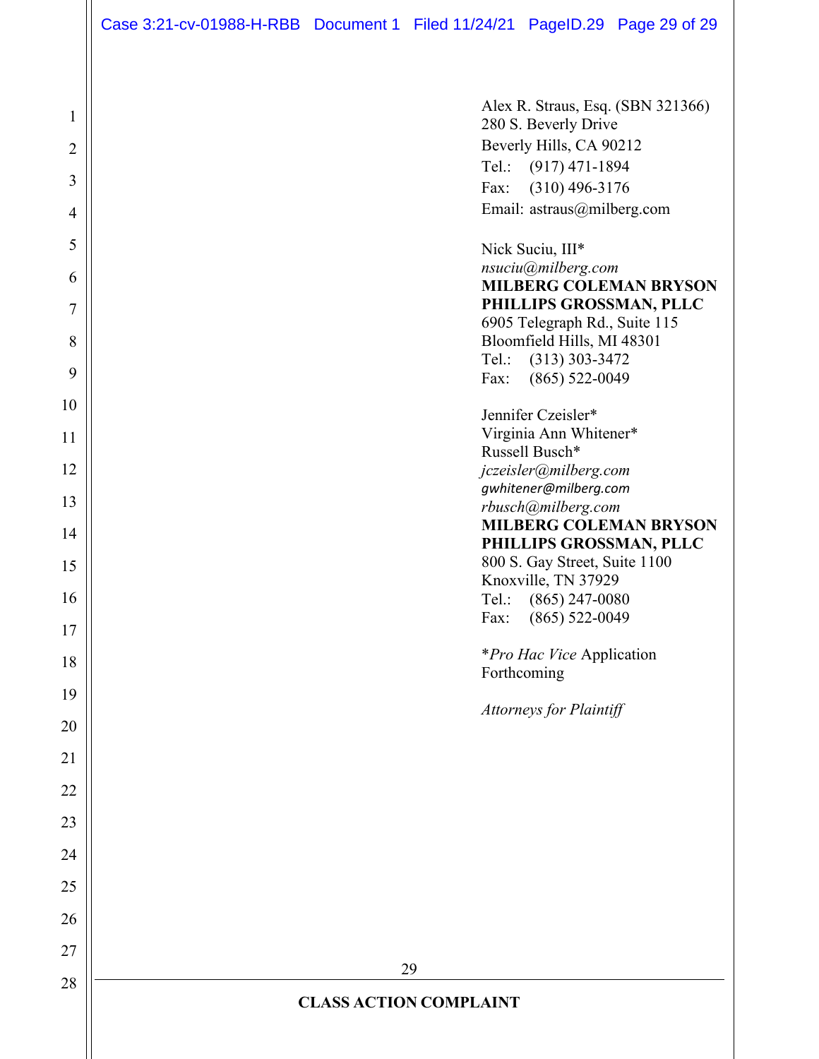Alex R. Straus, Esq. (SBN 321366)
280 S. Beverly Drive
Beverly Hills, CA 90212
Tel.: (917) 471-1894
Fax: (310) 496-3176
Email: astraus@milberg.com

Nick Suciu, III*
*nsuciu@milberg.com*
**MILBERG COLEMAN BRYSON PHILLIPS GROSSMAN, PLLC**
6905 Telegraph Rd., Suite 115
Bloomfield Hills, MI 48301
Tel.: (313) 303-3472
Fax: (865) 522-0049

Jennifer Czeisler*
Virginia Ann Whitener*
Russell Busch*
*jczeisler@milberg.com*
*gwhitener@milberg.com*
*rbusch@milberg.com*
**MILBERG COLEMAN BRYSON PHILLIPS GROSSMAN, PLLC**
800 S. Gay Street, Suite 1100
Knoxville, TN 37929
Tel.: (865) 247-0080
Fax: (865) 522-0049

\**Pro Hac Vice* Application Forthcoming

*Attorneys for Plaintiff*

**CLASS ACTION COMPLAINT**